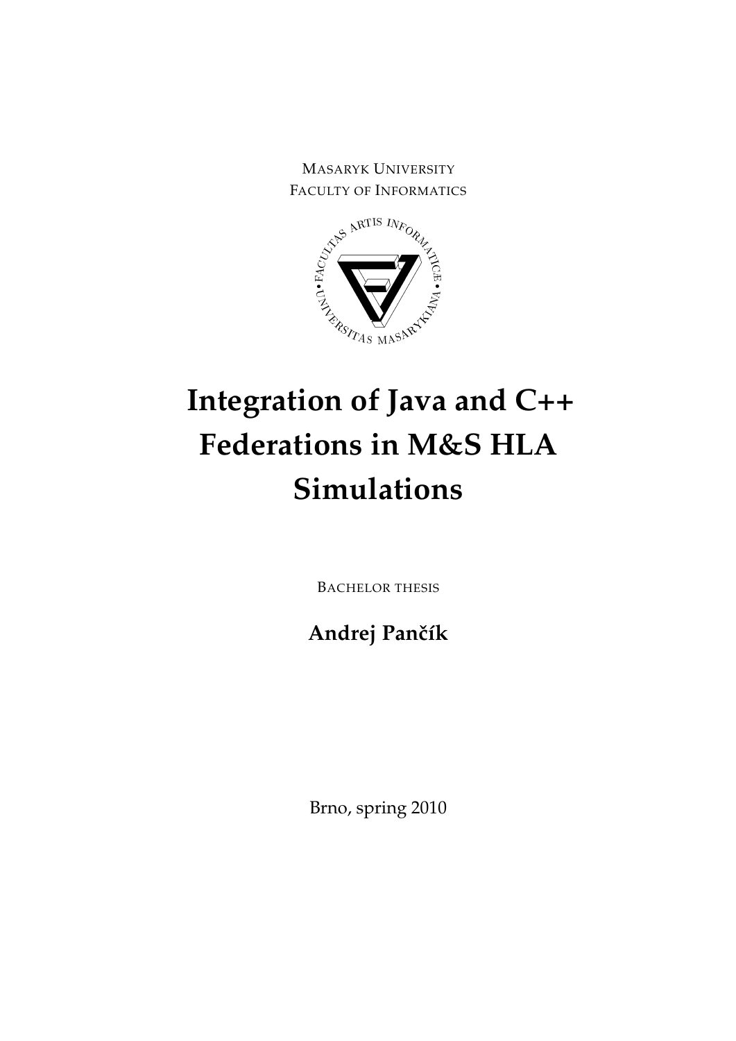MASARYK UNIVERSITY
FACULTY OF INFORMATICS

# Integration of Java and C++ Federations in M&S HLA Simulations

BACHELOR THESIS

**Andrej Pančík**

Brno, spring 2010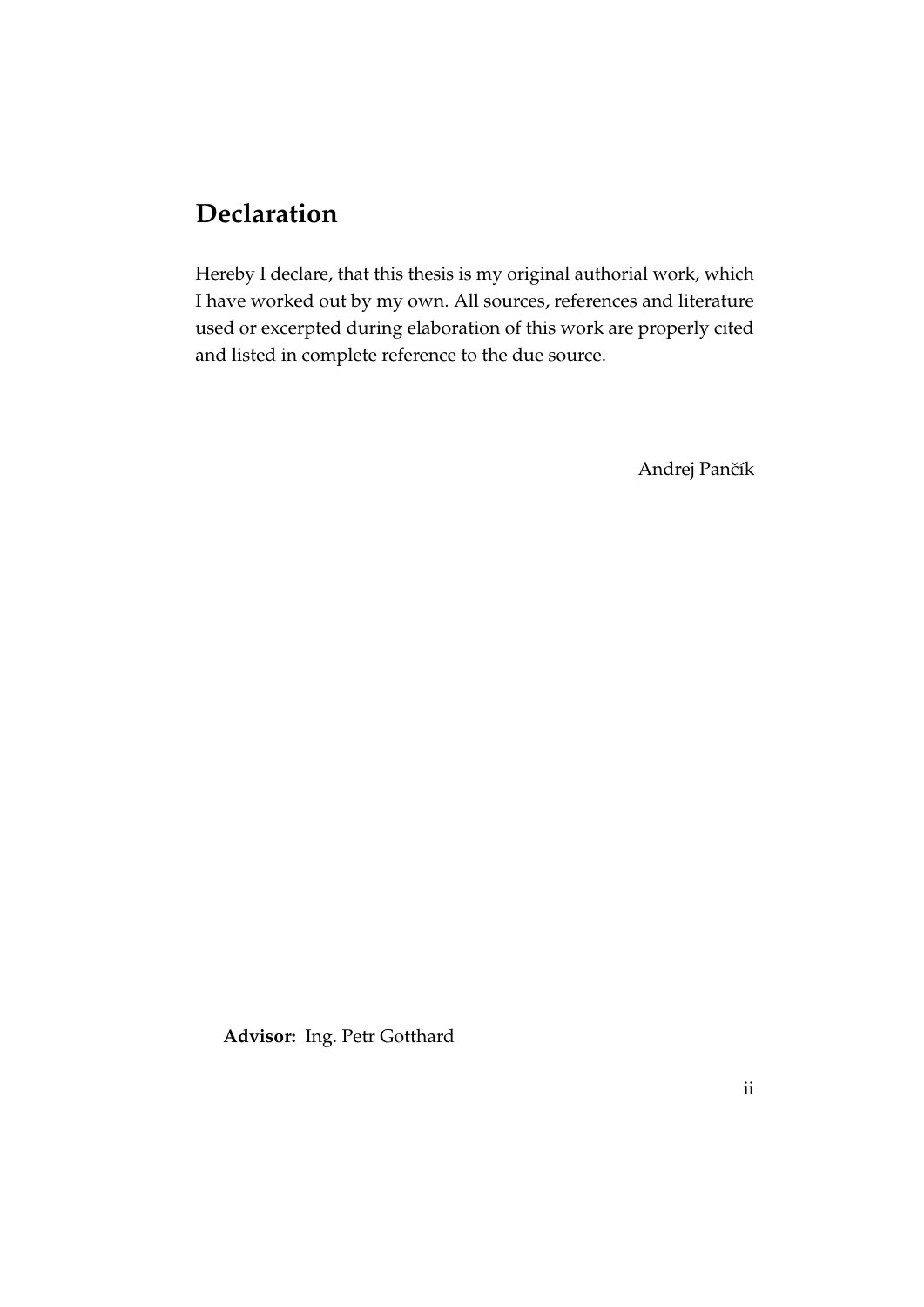# Declaration

Hereby I declare, that this thesis is my original authorial work, which I have worked out by my own. All sources, references and literature used or excerpted during elaboration of this work are properly cited and listed in complete reference to the due source.

Andrej Pančík

**Advisor:** Ing. Petr Gotthard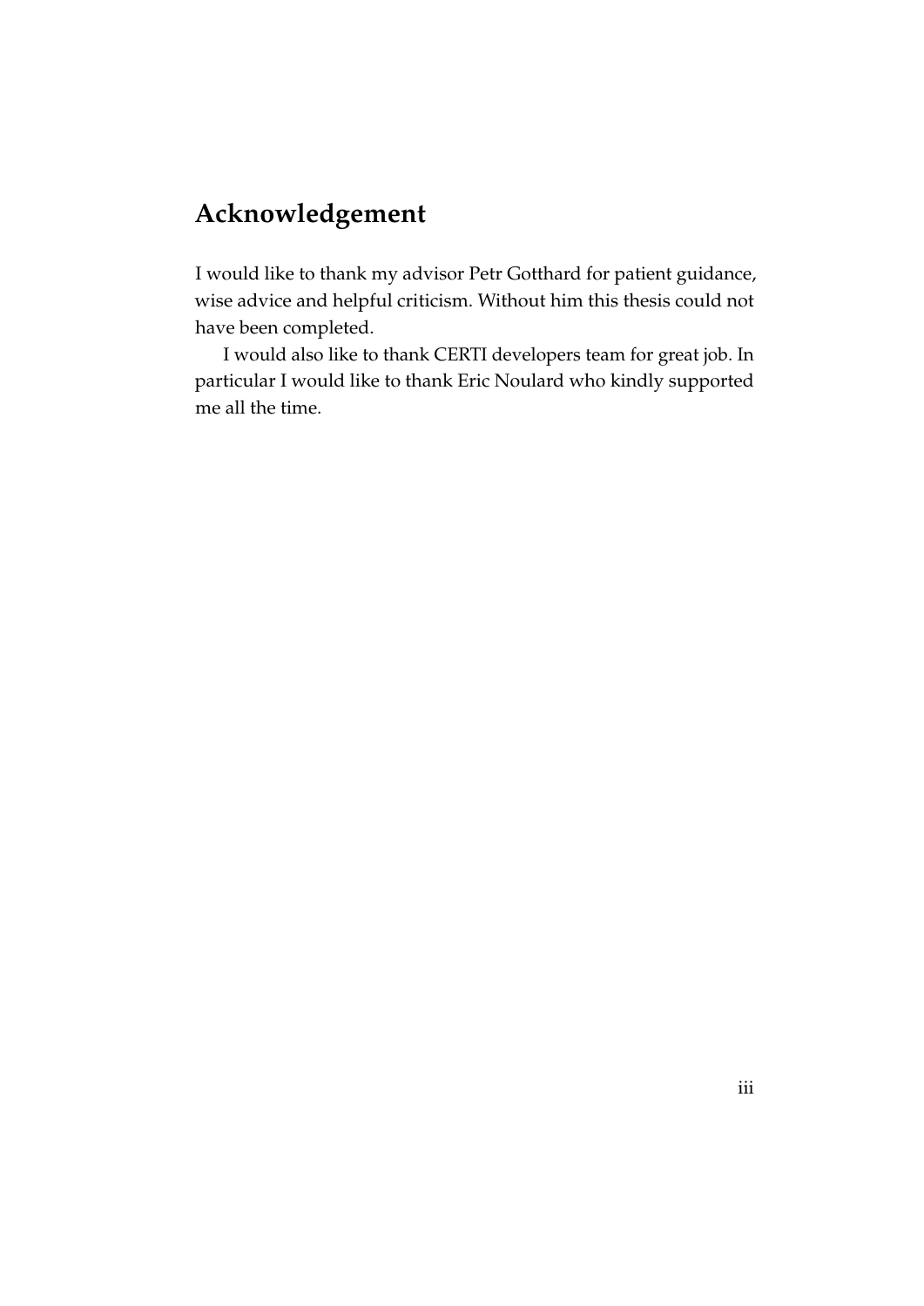## Acknowledgement

I would like to thank my advisor Petr Gotthard for patient guidance, wise advice and helpful criticism. Without him this thesis could not have been completed.

I would also like to thank CERTI developers team for great job. In particular I would like to thank Eric Noulard who kindly supported me all the time.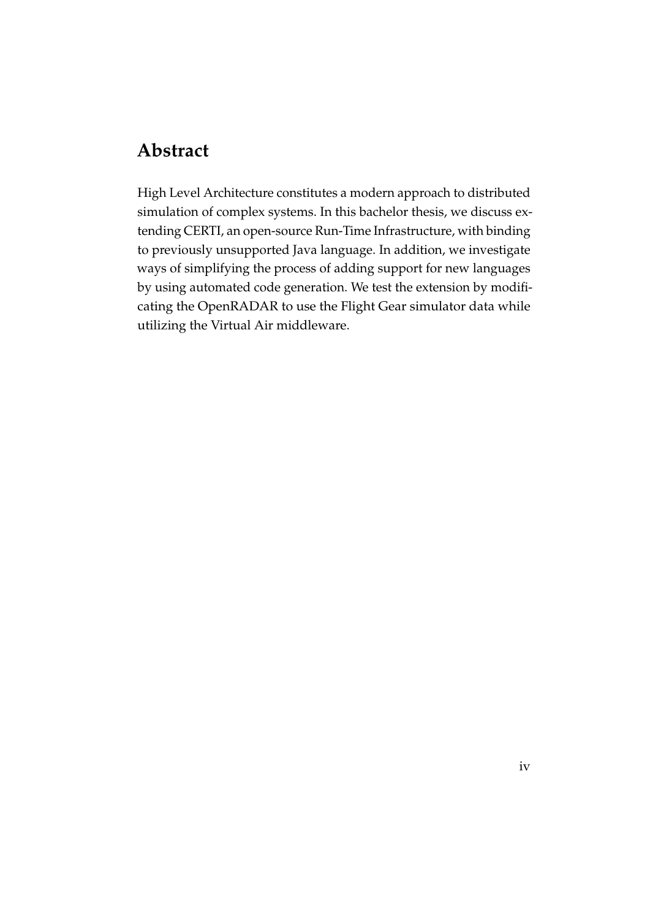# Abstract

High Level Architecture constitutes a modern approach to distributed simulation of complex systems. In this bachelor thesis, we discuss extending CERTI, an open-source Run-Time Infrastructure, with binding to previously unsupported Java language. In addition, we investigate ways of simplifying the process of adding support for new languages by using automated code generation. We test the extension by modificating the OpenRADAR to use the Flight Gear simulator data while utilizing the Virtual Air middleware.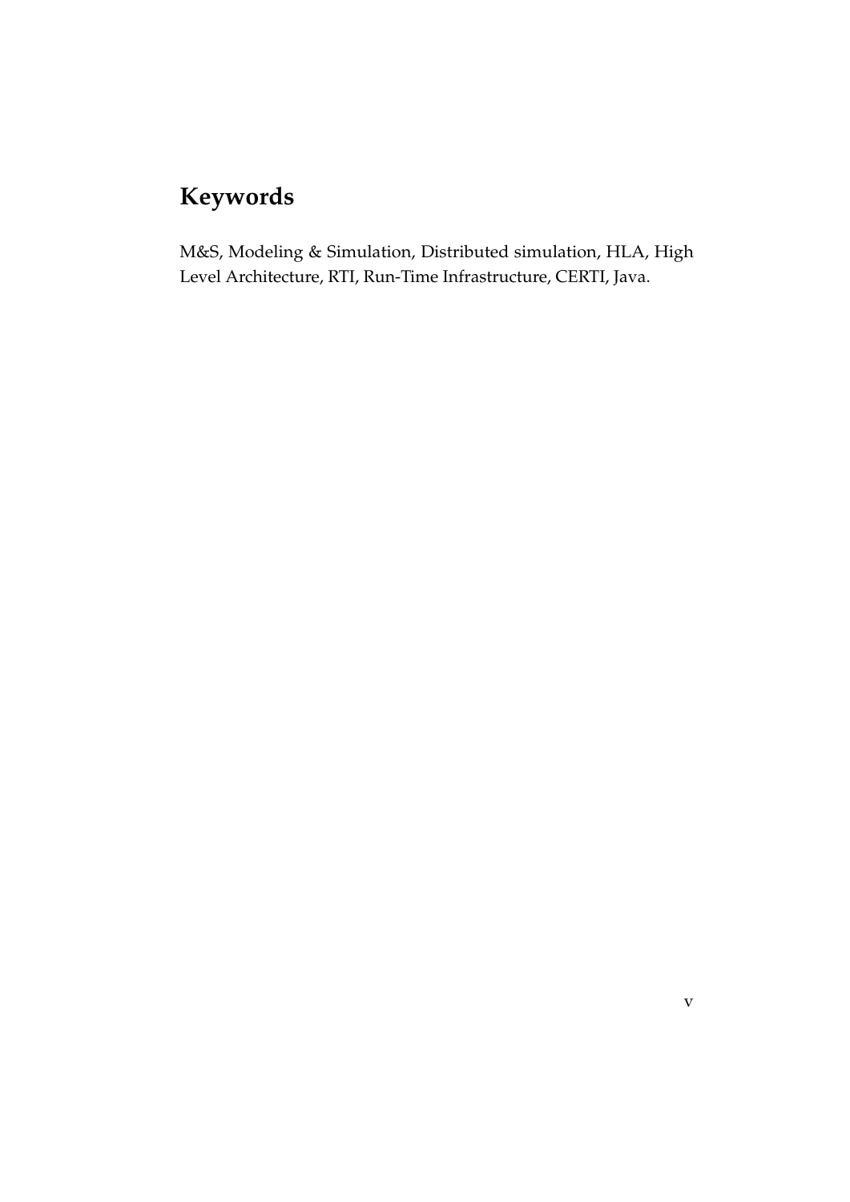# Keywords

M&S, Modeling & Simulation, Distributed simulation, HLA, High Level Architecture, RTI, Run-Time Infrastructure, CERTI, Java.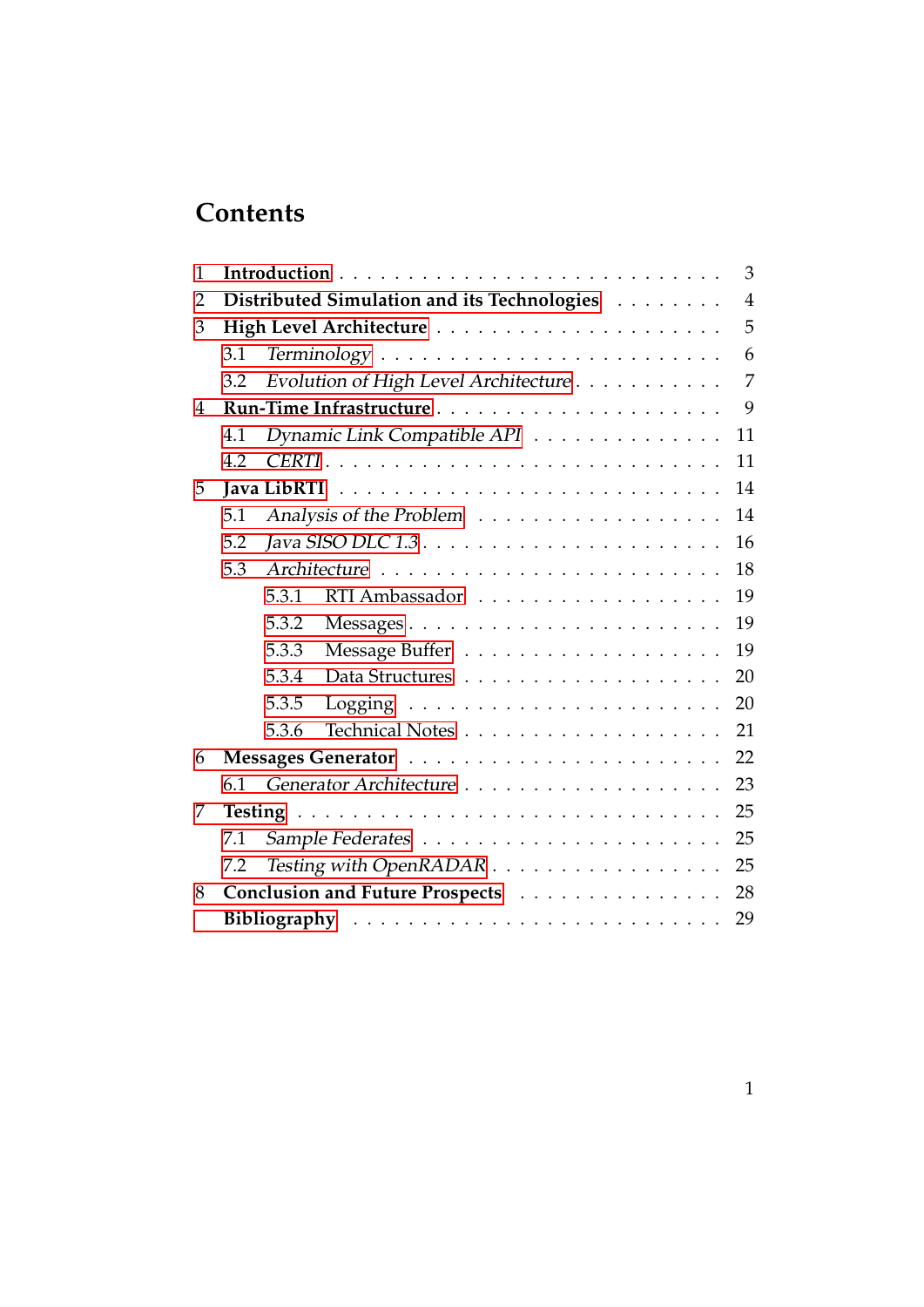# Contents

- 1 **Introduction** 3
- 2 **Distributed Simulation and its Technologies** 4
- 3 **High Level Architecture** 5
  - 3.1 *Terminology* 6
  - 3.2 *Evolution of High Level Architecture* 7
- 4 **Run-Time Infrastructure** 9
  - 4.1 *Dynamic Link Compatible API* 11
  - 4.2 *CERTI* 11
- 5 **Java LibRTI** 14
  - 5.1 *Analysis of the Problem* 14
  - 5.2 *Java SISO DLC 1.3* 16
  - 5.3 *Architecture* 18
    - 5.3.1 RTI Ambassador 19
    - 5.3.2 Messages 19
    - 5.3.3 Message Buffer 19
    - 5.3.4 Data Structures 20
    - 5.3.5 Logging 20
    - 5.3.6 Technical Notes 21
- 6 **Messages Generator** 22
  - 6.1 *Generator Architecture* 23
- 7 **Testing** 25
  - 7.1 *Sample Federates* 25
  - 7.2 *Testing with OpenRADAR* 25
- 8 **Conclusion and Future Prospects** 28
- **Bibliography** 29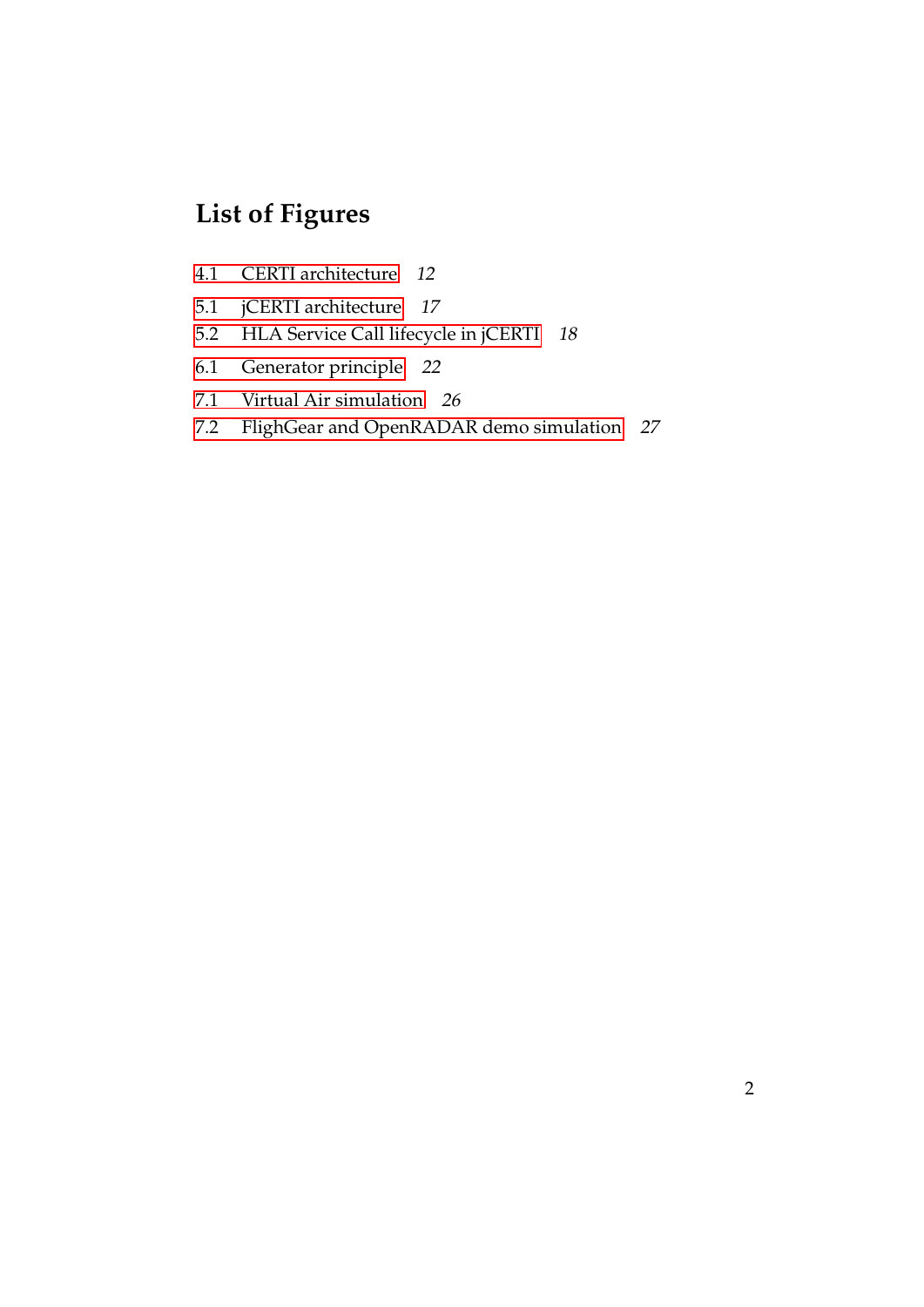# List of Figures

4.1 CERTI architecture *12*

5.1 jCERTI architecture *17*

5.2 HLA Service Call lifecycle in jCERTI *18*

6.1 Generator principle *22*

7.1 Virtual Air simulation *26*

7.2 FlighGear and OpenRADAR demo simulation *27*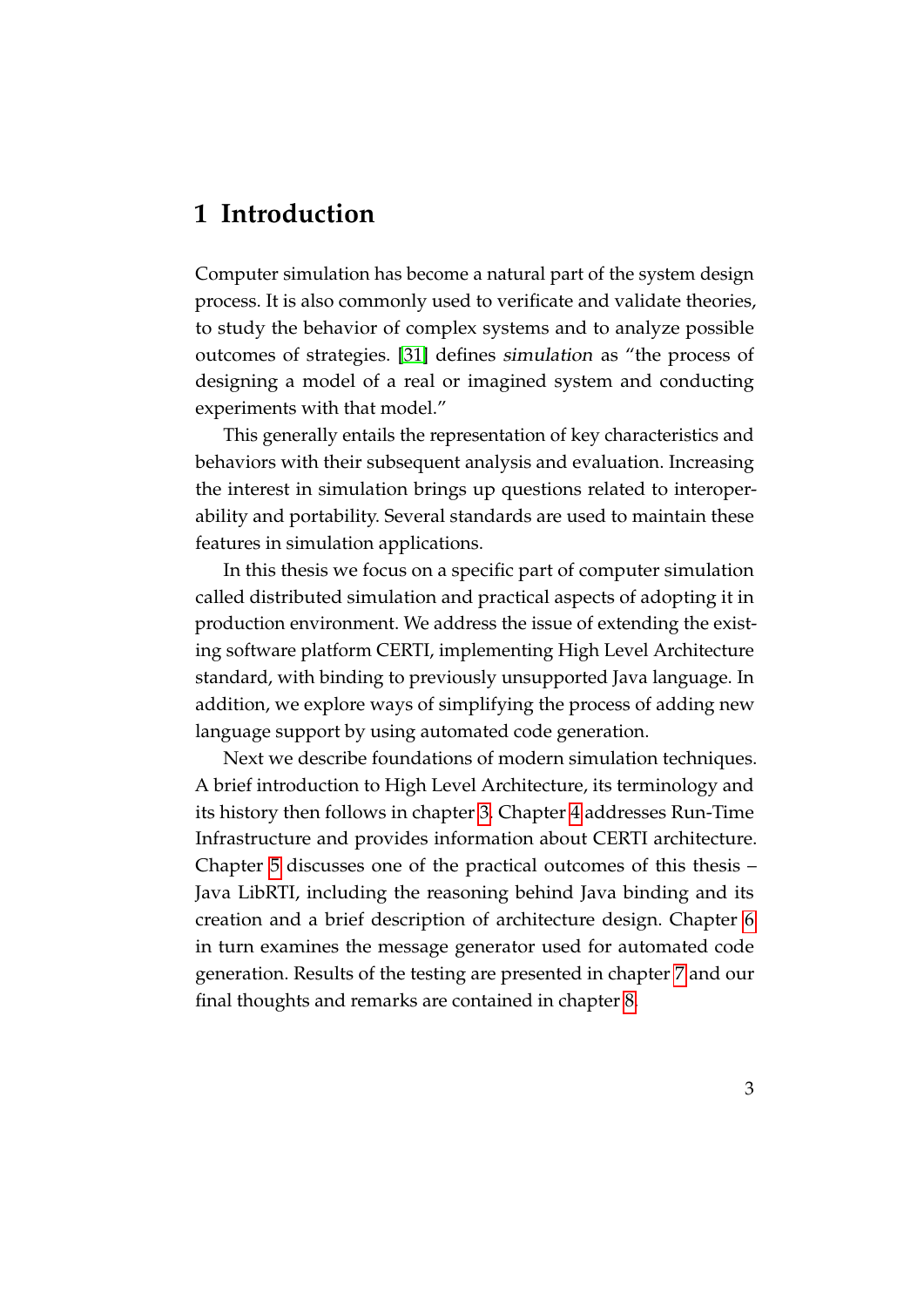# 1 Introduction

Computer simulation has become a natural part of the system design process. It is also commonly used to verificate and validate theories, to study the behavior of complex systems and to analyze possible outcomes of strategies. [31] defines *simulation* as "the process of designing a model of a real or imagined system and conducting experiments with that model."

This generally entails the representation of key characteristics and behaviors with their subsequent analysis and evaluation. Increasing the interest in simulation brings up questions related to interoperability and portability. Several standards are used to maintain these features in simulation applications.

In this thesis we focus on a specific part of computer simulation called distributed simulation and practical aspects of adopting it in production environment. We address the issue of extending the existing software platform CERTI, implementing High Level Architecture standard, with binding to previously unsupported Java language. In addition, we explore ways of simplifying the process of adding new language support by using automated code generation.

Next we describe foundations of modern simulation techniques. A brief introduction to High Level Architecture, its terminology and its history then follows in chapter 3. Chapter 4 addresses Run-Time Infrastructure and provides information about CERTI architecture. Chapter 5 discusses one of the practical outcomes of this thesis – Java LibRTI, including the reasoning behind Java binding and its creation and a brief description of architecture design. Chapter 6 in turn examines the message generator used for automated code generation. Results of the testing are presented in chapter 7 and our final thoughts and remarks are contained in chapter 8.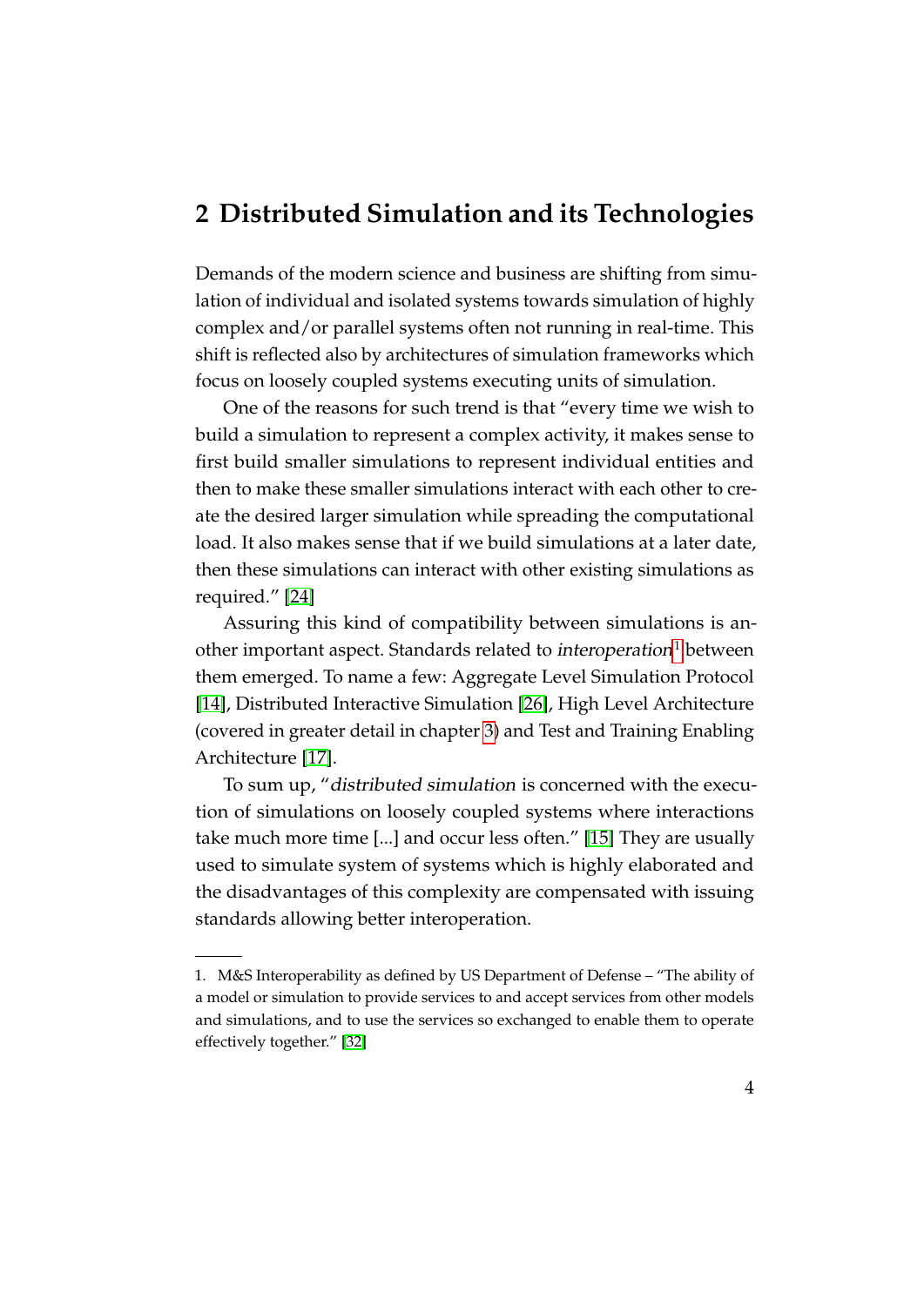# 2 Distributed Simulation and its Technologies

Demands of the modern science and business are shifting from simulation of individual and isolated systems towards simulation of highly complex and/or parallel systems often not running in real-time. This shift is reflected also by architectures of simulation frameworks which focus on loosely coupled systems executing units of simulation.

One of the reasons for such trend is that "every time we wish to build a simulation to represent a complex activity, it makes sense to first build smaller simulations to represent individual entities and then to make these smaller simulations interact with each other to create the desired larger simulation while spreading the computational load. It also makes sense that if we build simulations at a later date, then these simulations can interact with other existing simulations as required." [24]

Assuring this kind of compatibility between simulations is another important aspect. Standards related to *interoperation*[1] between them emerged. To name a few: Aggregate Level Simulation Protocol [14], Distributed Interactive Simulation [26], High Level Architecture (covered in greater detail in chapter 3) and Test and Training Enabling Architecture [17].

To sum up, "*distributed simulation* is concerned with the execution of simulations on loosely coupled systems where interactions take much more time [...] and occur less often." [15] They are usually used to simulate system of systems which is highly elaborated and the disadvantages of this complexity are compensated with issuing standards allowing better interoperation.

---

1. M&S Interoperability as defined by US Department of Defense – "The ability of a model or simulation to provide services to and accept services from other models and simulations, and to use the services so exchanged to enable them to operate effectively together." [32]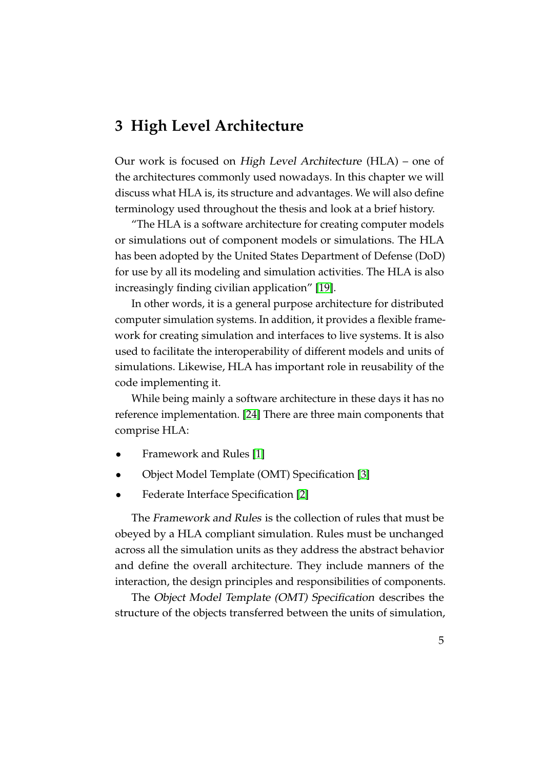# 3 High Level Architecture

Our work is focused on *High Level Architecture* (HLA) – one of the architectures commonly used nowadays. In this chapter we will discuss what HLA is, its structure and advantages. We will also define terminology used throughout the thesis and look at a brief history.

"The HLA is a software architecture for creating computer models or simulations out of component models or simulations. The HLA has been adopted by the United States Department of Defense (DoD) for use by all its modeling and simulation activities. The HLA is also increasingly finding civilian application" [19].

In other words, it is a general purpose architecture for distributed computer simulation systems. In addition, it provides a flexible framework for creating simulation and interfaces to live systems. It is also used to facilitate the interoperability of different models and units of simulations. Likewise, HLA has important role in reusability of the code implementing it.

While being mainly a software architecture in these days it has no reference implementation. [24] There are three main components that comprise HLA:

- Framework and Rules [1]
- Object Model Template (OMT) Specification [3]
- Federate Interface Specification [2]

The *Framework and Rules* is the collection of rules that must be obeyed by a HLA compliant simulation. Rules must be unchanged across all the simulation units as they address the abstract behavior and define the overall architecture. They include manners of the interaction, the design principles and responsibilities of components.

The *Object Model Template (OMT) Specification* describes the structure of the objects transferred between the units of simulation,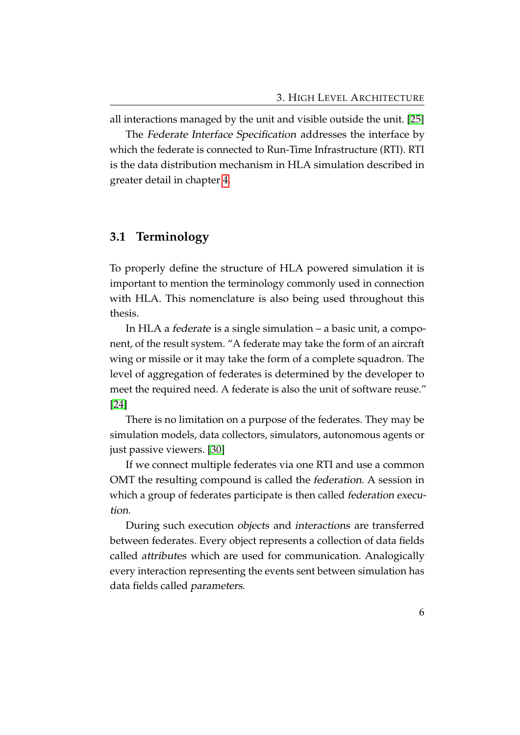all interactions managed by the unit and visible outside the unit. [25]

The *Federate Interface Specification* addresses the interface by which the federate is connected to Run-Time Infrastructure (RTI). RTI is the data distribution mechanism in HLA simulation described in greater detail in chapter 4.

## 3.1 Terminology

To properly define the structure of HLA powered simulation it is important to mention the terminology commonly used in connection with HLA. This nomenclature is also being used throughout this thesis.

In HLA a *federate* is a single simulation – a basic unit, a component, of the result system. "A federate may take the form of an aircraft wing or missile or it may take the form of a complete squadron. The level of aggregation of federates is determined by the developer to meet the required need. A federate is also the unit of software reuse." [24]

There is no limitation on a purpose of the federates. They may be simulation models, data collectors, simulators, autonomous agents or just passive viewers. [30]

If we connect multiple federates via one RTI and use a common OMT the resulting compound is called the *federation*. A session in which a group of federates participate is then called *federation execution*.

During such execution *objects* and *interactions* are transferred between federates. Every object represents a collection of data fields called *attributes* which are used for communication. Analogically every interaction representing the events sent between simulation has data fields called *parameters*.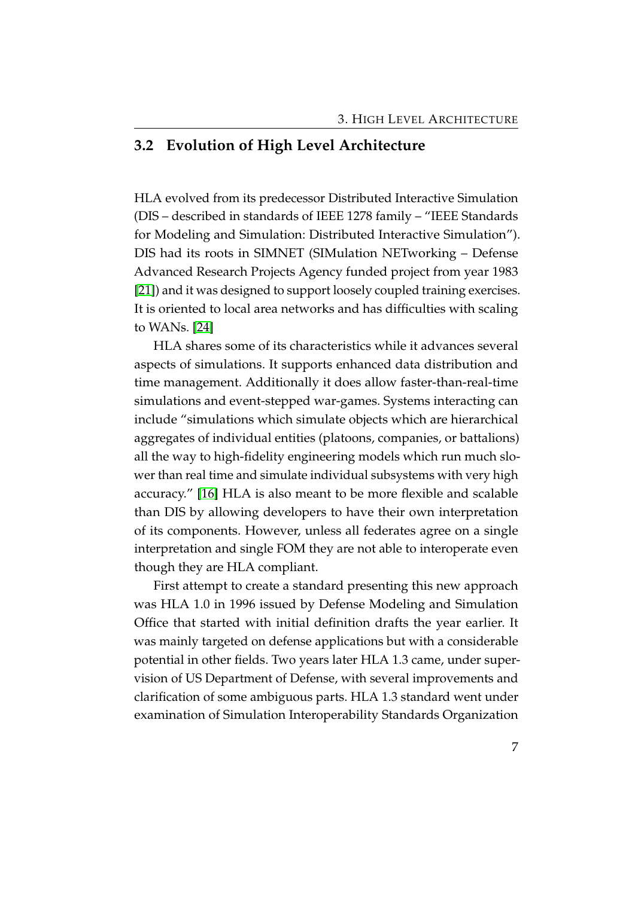## 3.2 Evolution of High Level Architecture

HLA evolved from its predecessor Distributed Interactive Simulation (DIS – described in standards of IEEE 1278 family – "IEEE Standards for Modeling and Simulation: Distributed Interactive Simulation"). DIS had its roots in SIMNET (SIMulation NETworking – Defense Advanced Research Projects Agency funded project from year 1983 [21]) and it was designed to support loosely coupled training exercises. It is oriented to local area networks and has difficulties with scaling to WANs. [24]

HLA shares some of its characteristics while it advances several aspects of simulations. It supports enhanced data distribution and time management. Additionally it does allow faster-than-real-time simulations and event-stepped war-games. Systems interacting can include "simulations which simulate objects which are hierarchical aggregates of individual entities (platoons, companies, or battalions) all the way to high-fidelity engineering models which run much slower than real time and simulate individual subsystems with very high accuracy." [16] HLA is also meant to be more flexible and scalable than DIS by allowing developers to have their own interpretation of its components. However, unless all federates agree on a single interpretation and single FOM they are not able to interoperate even though they are HLA compliant.

First attempt to create a standard presenting this new approach was HLA 1.0 in 1996 issued by Defense Modeling and Simulation Office that started with initial definition drafts the year earlier. It was mainly targeted on defense applications but with a considerable potential in other fields. Two years later HLA 1.3 came, under supervision of US Department of Defense, with several improvements and clarification of some ambiguous parts. HLA 1.3 standard went under examination of Simulation Interoperability Standards Organization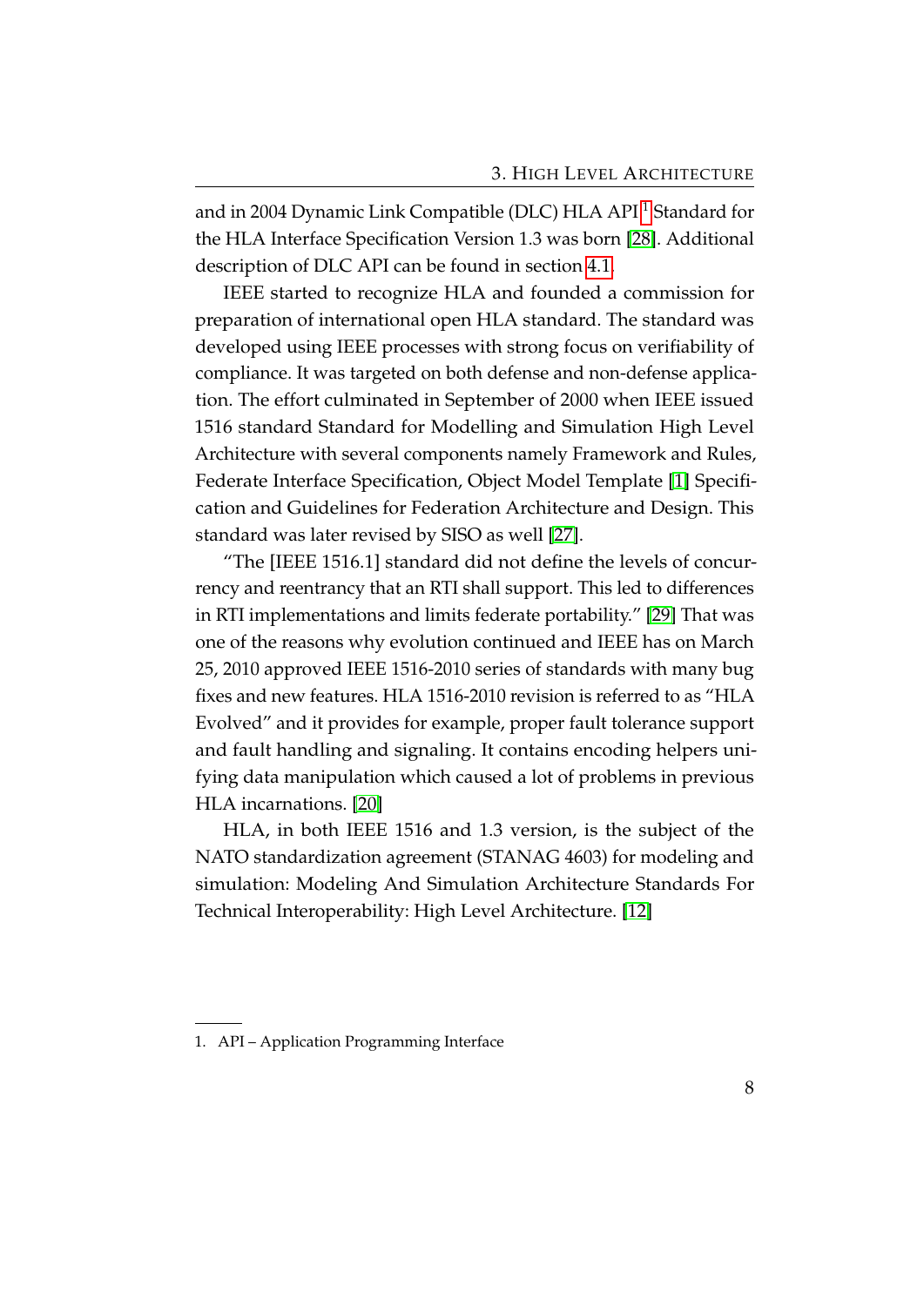and in 2004 Dynamic Link Compatible (DLC) HLA API[1] Standard for the HLA Interface Specification Version 1.3 was born [28]. Additional description of DLC API can be found in section 4.1.

IEEE started to recognize HLA and founded a commission for preparation of international open HLA standard. The standard was developed using IEEE processes with strong focus on verifiability of compliance. It was targeted on both defense and non-defense application. The effort culminated in September of 2000 when IEEE issued 1516 standard Standard for Modelling and Simulation High Level Architecture with several components namely Framework and Rules, Federate Interface Specification, Object Model Template [1] Specification and Guidelines for Federation Architecture and Design. This standard was later revised by SISO as well [27].

"The [IEEE 1516.1] standard did not define the levels of concurrency and reentrancy that an RTI shall support. This led to differences in RTI implementations and limits federate portability." [29] That was one of the reasons why evolution continued and IEEE has on March 25, 2010 approved IEEE 1516-2010 series of standards with many bug fixes and new features. HLA 1516-2010 revision is referred to as "HLA Evolved" and it provides for example, proper fault tolerance support and fault handling and signaling. It contains encoding helpers unifying data manipulation which caused a lot of problems in previous HLA incarnations. [20]

HLA, in both IEEE 1516 and 1.3 version, is the subject of the NATO standardization agreement (STANAG 4603) for modeling and simulation: Modeling And Simulation Architecture Standards For Technical Interoperability: High Level Architecture. [12]

---

1. API – Application Programming Interface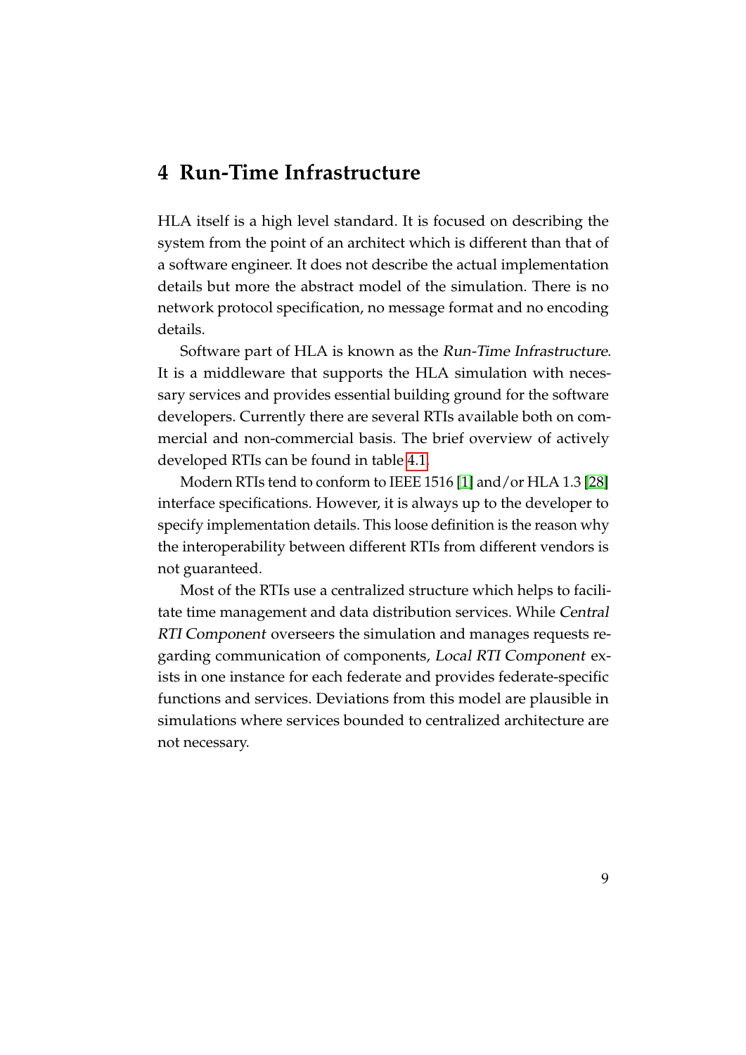# 4 Run-Time Infrastructure

HLA itself is a high level standard. It is focused on describing the system from the point of an architect which is different than that of a software engineer. It does not describe the actual implementation details but more the abstract model of the simulation. There is no network protocol specification, no message format and no encoding details.

Software part of HLA is known as the *Run-Time Infrastructure*. It is a middleware that supports the HLA simulation with necessary services and provides essential building ground for the software developers. Currently there are several RTIs available both on commercial and non-commercial basis. The brief overview of actively developed RTIs can be found in table 4.1.

Modern RTIs tend to conform to IEEE 1516 [1] and/or HLA 1.3 [28] interface specifications. However, it is always up to the developer to specify implementation details. This loose definition is the reason why the interoperability between different RTIs from different vendors is not guaranteed.

Most of the RTIs use a centralized structure which helps to facilitate time management and data distribution services. While *Central RTI Component* overseers the simulation and manages requests regarding communication of components, *Local RTI Component* exists in one instance for each federate and provides federate-specific functions and services. Deviations from this model are plausible in simulations where services bounded to centralized architecture are not necessary.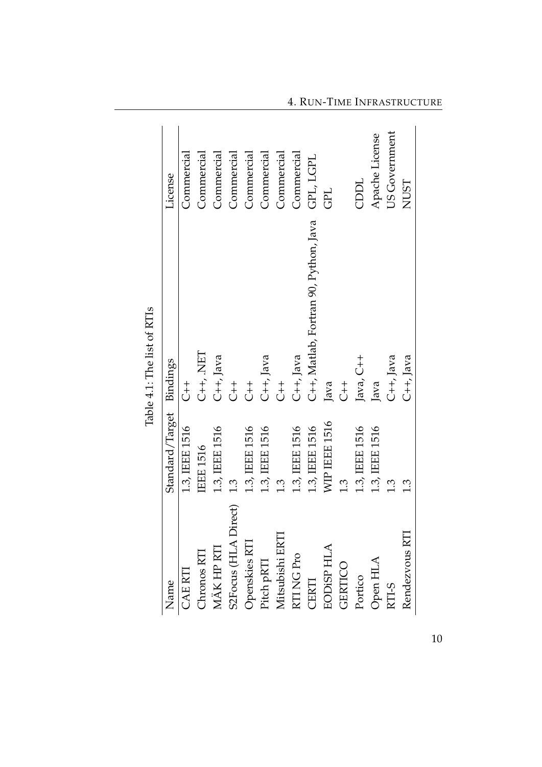Table 4.1: The list of RTIs

| Name | Standard/Target | Bindings | License |
|---|---|---|---|
| CAE RTI | 1.3, IEEE 1516 | C++ | Commercial |
| Chronos RTI | IEEE 1516 | C++, .NET | Commercial |
| MÄK HP RTI | 1.3, IEEE 1516 | C++, Java | Commercial |
| S2Focus (HLA Direct) | 1.3 | C++ | Commercial |
| Openskies RTI | 1.3, IEEE 1516 | C++ | Commercial |
| Pitch pRTI | 1.3, IEEE 1516 | C++, Java | Commercial |
| Mitsubishi ERTI | 1.3 | C++ | Commercial |
| RTI NG Pro | 1.3, IEEE 1516 | C++, Java | Commercial |
| CERTI | 1.3, IEEE 1516 | C++, Matlab, Fortran 90, Python, Java | GPL, LGPL |
| EODiSP HLA | WIP IEEE 1516 | Java | GPL |
| GERTICO | 1.3 | C++ | |
| Portico | 1.3, IEEE 1516 | Java, C++ | CDDL |
| Open HLA | 1.3, IEEE 1516 | Java | Apache License |
| RTI-S | 1.3 | C++, Java | US Government |
| Rendezvous RTI | 1.3 | C++, Java | NUST |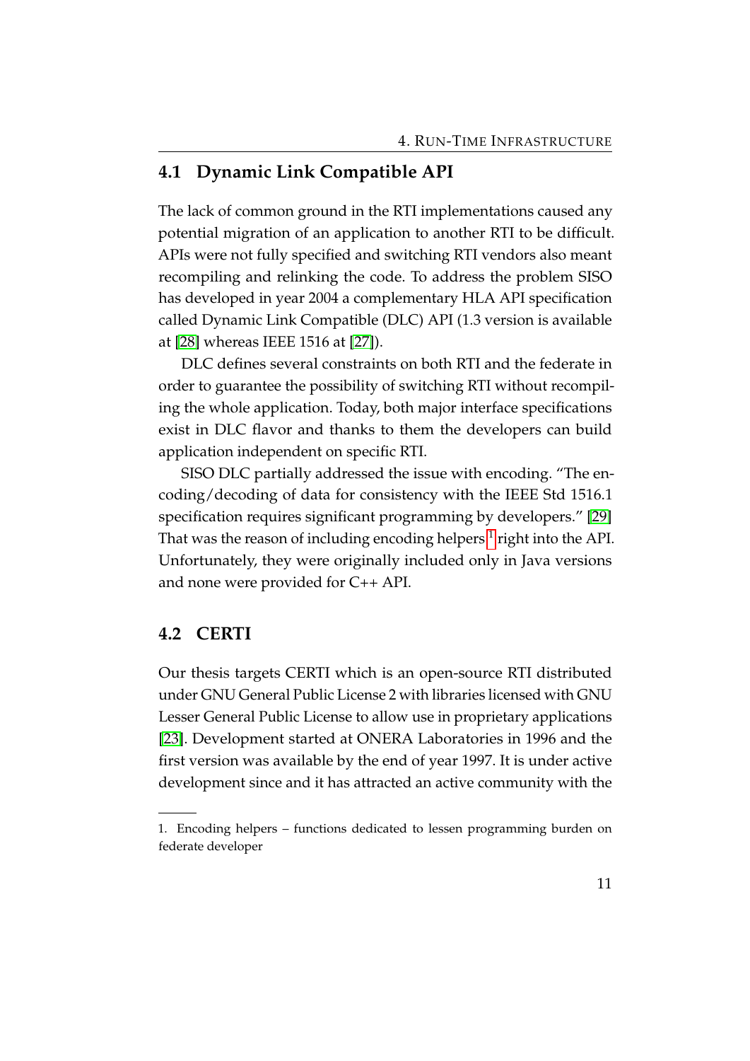## 4.1 Dynamic Link Compatible API

The lack of common ground in the RTI implementations caused any potential migration of an application to another RTI to be difficult. APIs were not fully specified and switching RTI vendors also meant recompiling and relinking the code. To address the problem SISO has developed in year 2004 a complementary HLA API specification called Dynamic Link Compatible (DLC) API (1.3 version is available at [28] whereas IEEE 1516 at [27]).

DLC defines several constraints on both RTI and the federate in order to guarantee the possibility of switching RTI without recompiling the whole application. Today, both major interface specifications exist in DLC flavor and thanks to them the developers can build application independent on specific RTI.

SISO DLC partially addressed the issue with encoding. "The encoding/decoding of data for consistency with the IEEE Std 1516.1 specification requires significant programming by developers." [29] That was the reason of including encoding helpers [1] right into the API. Unfortunately, they were originally included only in Java versions and none were provided for C++ API.

## 4.2 CERTI

Our thesis targets CERTI which is an open-source RTI distributed under GNU General Public License 2 with libraries licensed with GNU Lesser General Public License to allow use in proprietary applications [23]. Development started at ONERA Laboratories in 1996 and the first version was available by the end of year 1997. It is under active development since and it has attracted an active community with the

---

1. Encoding helpers – functions dedicated to lessen programming burden on federate developer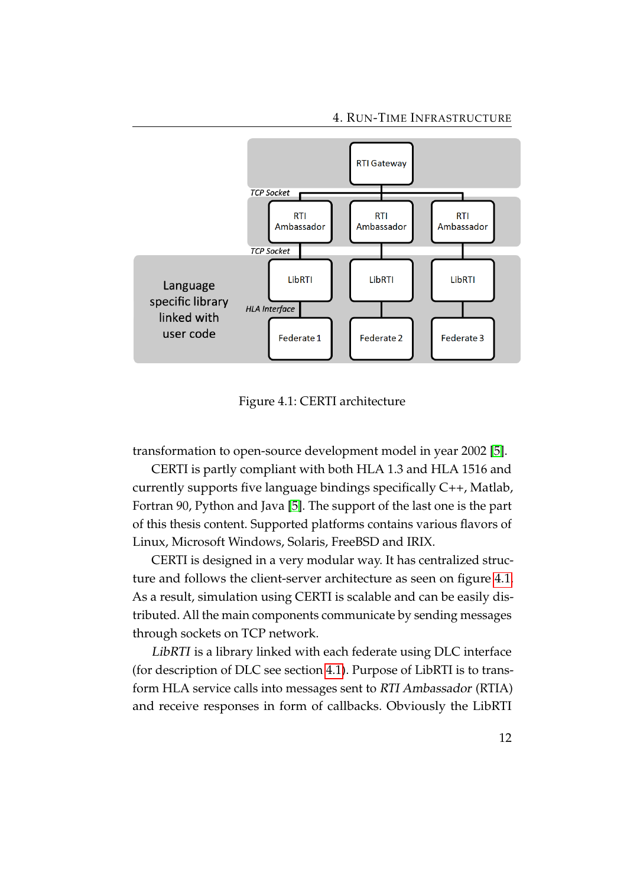Figure 4.1: CERTI architecture

transformation to open-source development model in year 2002 [5].

CERTI is partly compliant with both HLA 1.3 and HLA 1516 and currently supports five language bindings specifically C++, Matlab, Fortran 90, Python and Java [5]. The support of the last one is the part of this thesis content. Supported platforms contains various flavors of Linux, Microsoft Windows, Solaris, FreeBSD and IRIX.

CERTI is designed in a very modular way. It has centralized structure and follows the client-server architecture as seen on figure 4.1. As a result, simulation using CERTI is scalable and can be easily distributed. All the main components communicate by sending messages through sockets on TCP network.

*LibRTI* is a library linked with each federate using DLC interface (for description of DLC see section 4.1). Purpose of LibRTI is to transform HLA service calls into messages sent to *RTI Ambassador* (RTIA) and receive responses in form of callbacks. Obviously the LibRTI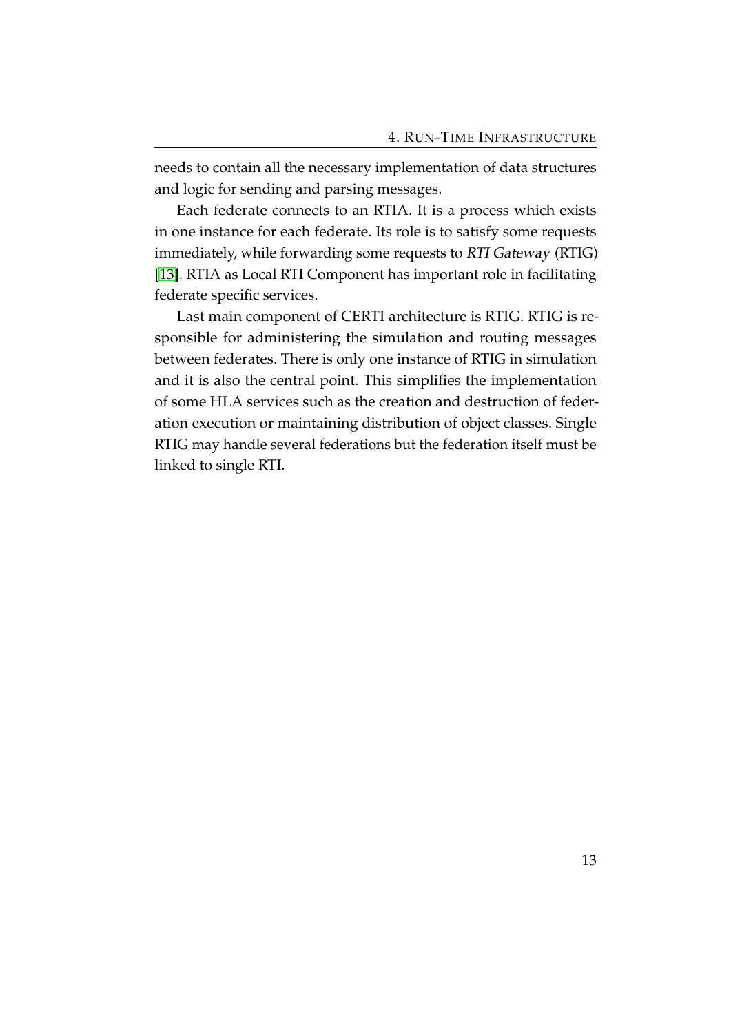needs to contain all the necessary implementation of data structures and logic for sending and parsing messages.

Each federate connects to an RTIA. It is a process which exists in one instance for each federate. Its role is to satisfy some requests immediately, while forwarding some requests to *RTI Gateway* (RTIG) [13]. RTIA as Local RTI Component has important role in facilitating federate specific services.

Last main component of CERTI architecture is RTIG. RTIG is responsible for administering the simulation and routing messages between federates. There is only one instance of RTIG in simulation and it is also the central point. This simplifies the implementation of some HLA services such as the creation and destruction of federation execution or maintaining distribution of object classes. Single RTIG may handle several federations but the federation itself must be linked to single RTI.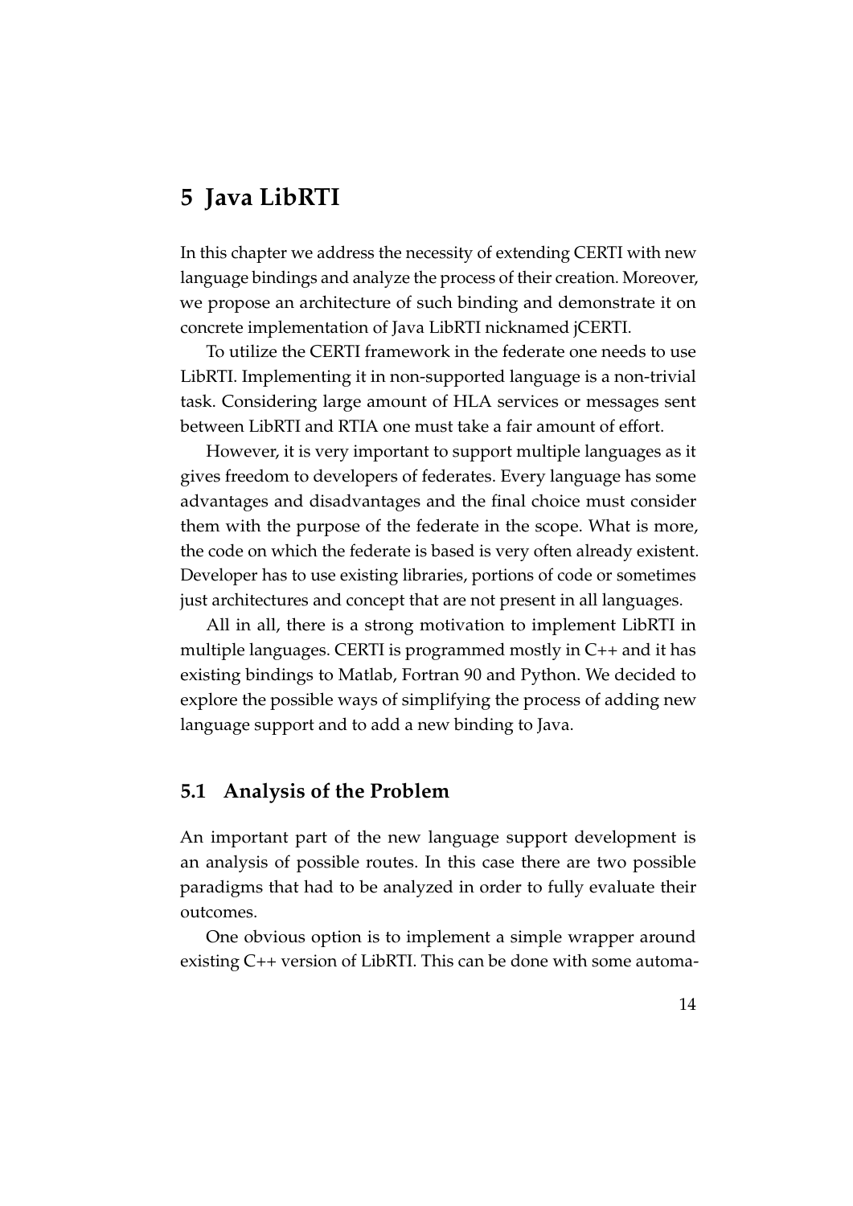# 5 Java LibRTI

In this chapter we address the necessity of extending CERTI with new language bindings and analyze the process of their creation. Moreover, we propose an architecture of such binding and demonstrate it on concrete implementation of Java LibRTI nicknamed jCERTI.

To utilize the CERTI framework in the federate one needs to use LibRTI. Implementing it in non-supported language is a non-trivial task. Considering large amount of HLA services or messages sent between LibRTI and RTIA one must take a fair amount of effort.

However, it is very important to support multiple languages as it gives freedom to developers of federates. Every language has some advantages and disadvantages and the final choice must consider them with the purpose of the federate in the scope. What is more, the code on which the federate is based is very often already existent. Developer has to use existing libraries, portions of code or sometimes just architectures and concept that are not present in all languages.

All in all, there is a strong motivation to implement LibRTI in multiple languages. CERTI is programmed mostly in C++ and it has existing bindings to Matlab, Fortran 90 and Python. We decided to explore the possible ways of simplifying the process of adding new language support and to add a new binding to Java.

## 5.1 Analysis of the Problem

An important part of the new language support development is an analysis of possible routes. In this case there are two possible paradigms that had to be analyzed in order to fully evaluate their outcomes.

One obvious option is to implement a simple wrapper around existing C++ version of LibRTI. This can be done with some automa-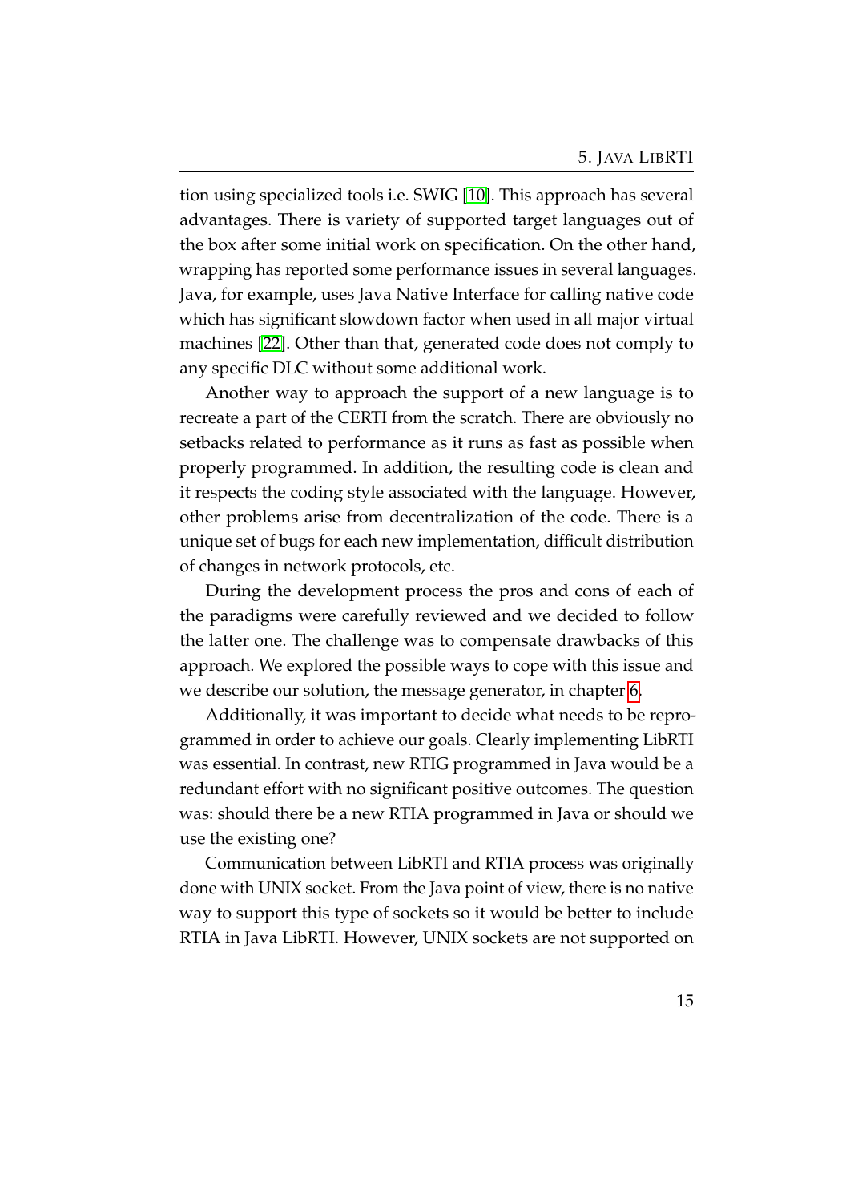tion using specialized tools i.e. SWIG [10]. This approach has several advantages. There is variety of supported target languages out of the box after some initial work on specification. On the other hand, wrapping has reported some performance issues in several languages. Java, for example, uses Java Native Interface for calling native code which has significant slowdown factor when used in all major virtual machines [22]. Other than that, generated code does not comply to any specific DLC without some additional work.

Another way to approach the support of a new language is to recreate a part of the CERTI from the scratch. There are obviously no setbacks related to performance as it runs as fast as possible when properly programmed. In addition, the resulting code is clean and it respects the coding style associated with the language. However, other problems arise from decentralization of the code. There is a unique set of bugs for each new implementation, difficult distribution of changes in network protocols, etc.

During the development process the pros and cons of each of the paradigms were carefully reviewed and we decided to follow the latter one. The challenge was to compensate drawbacks of this approach. We explored the possible ways to cope with this issue and we describe our solution, the message generator, in chapter 6.

Additionally, it was important to decide what needs to be reprogrammed in order to achieve our goals. Clearly implementing LibRTI was essential. In contrast, new RTIG programmed in Java would be a redundant effort with no significant positive outcomes. The question was: should there be a new RTIA programmed in Java or should we use the existing one?

Communication between LibRTI and RTIA process was originally done with UNIX socket. From the Java point of view, there is no native way to support this type of sockets so it would be better to include RTIA in Java LibRTI. However, UNIX sockets are not supported on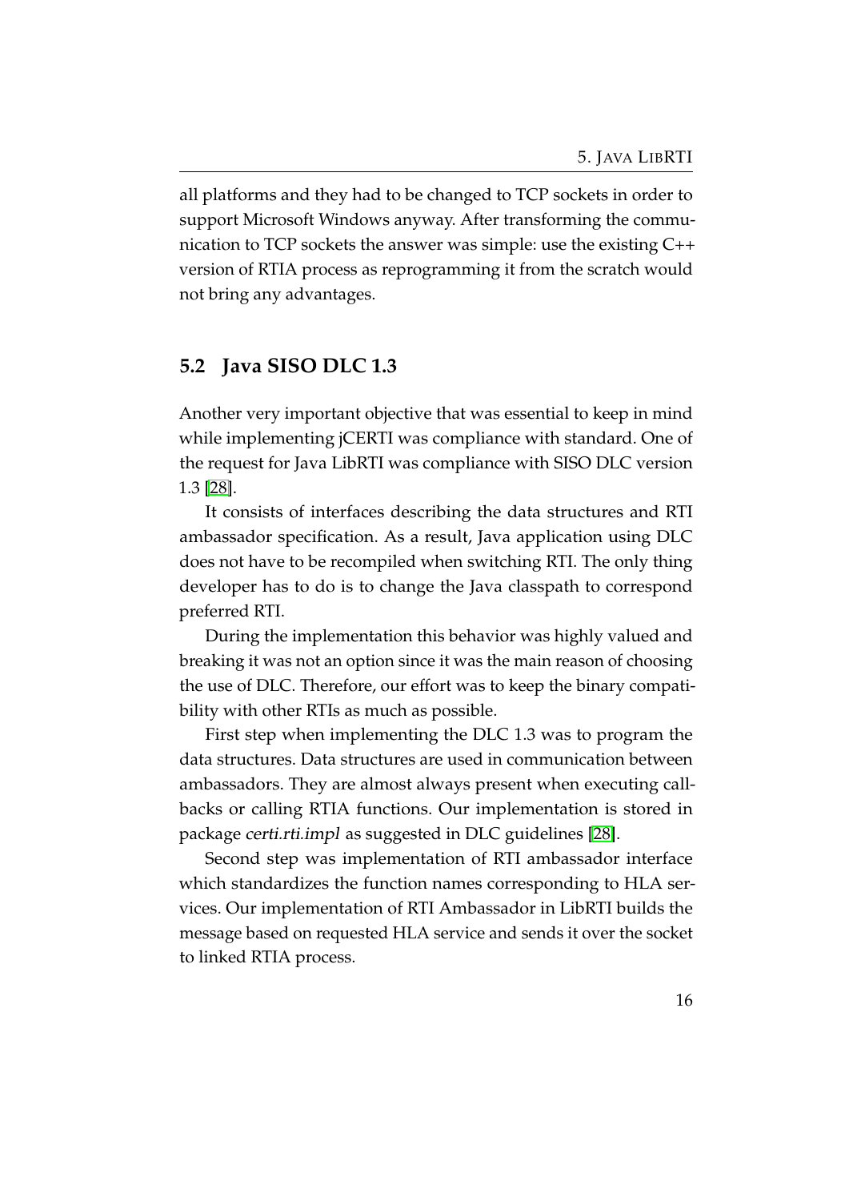all platforms and they had to be changed to TCP sockets in order to support Microsoft Windows anyway. After transforming the communication to TCP sockets the answer was simple: use the existing C++ version of RTIA process as reprogramming it from the scratch would not bring any advantages.

## 5.2 Java SISO DLC 1.3

Another very important objective that was essential to keep in mind while implementing jCERTI was compliance with standard. One of the request for Java LibRTI was compliance with SISO DLC version 1.3 [28].

It consists of interfaces describing the data structures and RTI ambassador specification. As a result, Java application using DLC does not have to be recompiled when switching RTI. The only thing developer has to do is to change the Java classpath to correspond preferred RTI.

During the implementation this behavior was highly valued and breaking it was not an option since it was the main reason of choosing the use of DLC. Therefore, our effort was to keep the binary compatibility with other RTIs as much as possible.

First step when implementing the DLC 1.3 was to program the data structures. Data structures are used in communication between ambassadors. They are almost always present when executing callbacks or calling RTIA functions. Our implementation is stored in package *certi.rti.impl* as suggested in DLC guidelines [28].

Second step was implementation of RTI ambassador interface which standardizes the function names corresponding to HLA services. Our implementation of RTI Ambassador in LibRTI builds the message based on requested HLA service and sends it over the socket to linked RTIA process.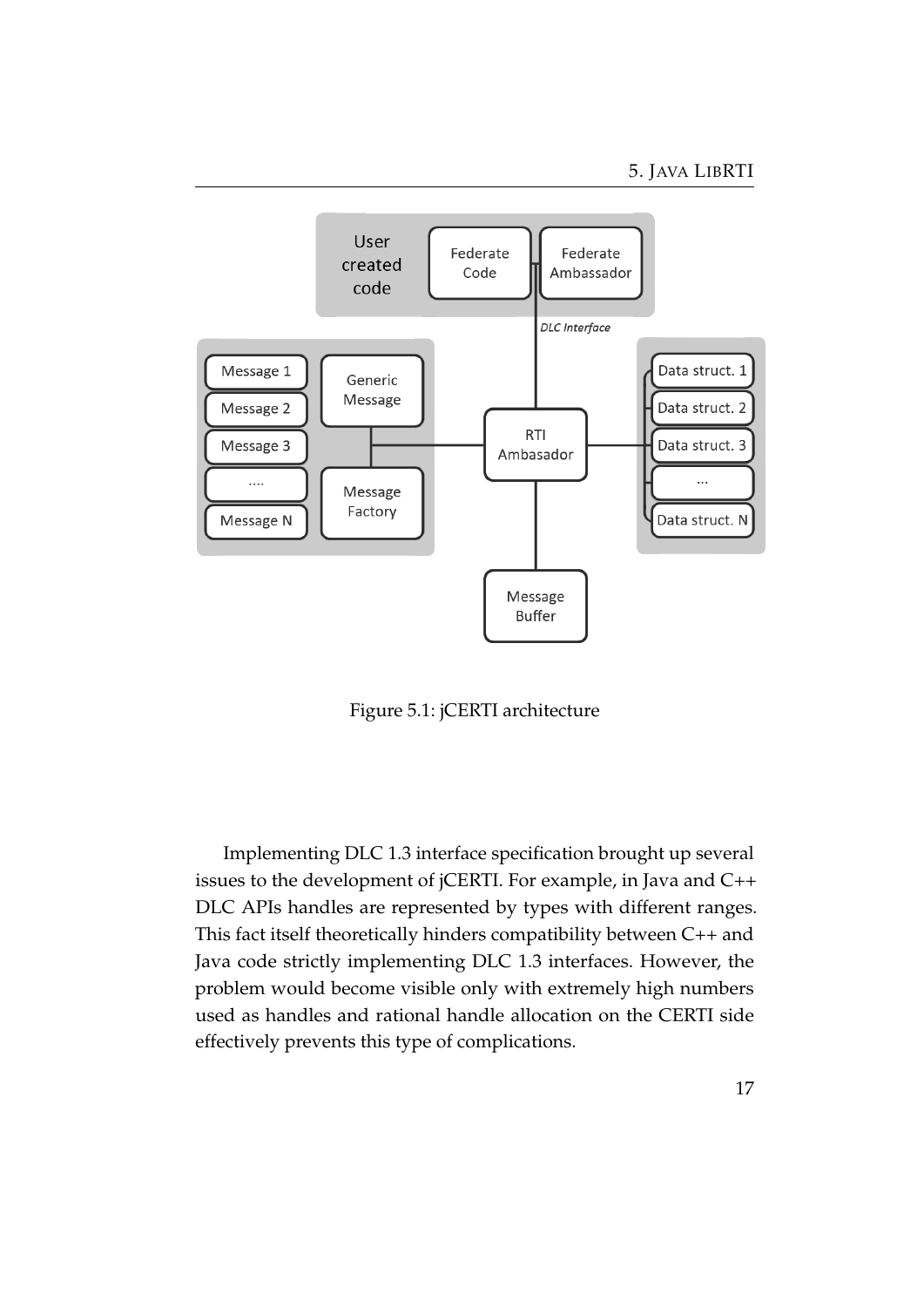Figure 5.1: jCERTI architecture

Implementing DLC 1.3 interface specification brought up several issues to the development of jCERTI. For example, in Java and C++ DLC APIs handles are represented by types with different ranges. This fact itself theoretically hinders compatibility between C++ and Java code strictly implementing DLC 1.3 interfaces. However, the problem would become visible only with extremely high numbers used as handles and rational handle allocation on the CERTI side effectively prevents this type of complications.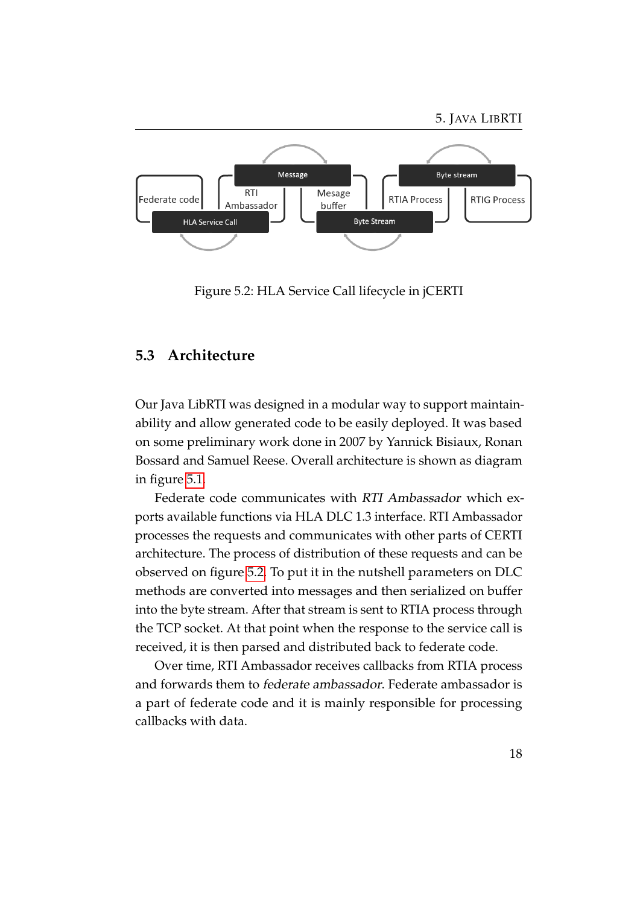Figure 5.2: HLA Service Call lifecycle in jCERTI

## 5.3 Architecture

Our Java LibRTI was designed in a modular way to support maintainability and allow generated code to be easily deployed. It was based on some preliminary work done in 2007 by Yannick Bisiaux, Ronan Bossard and Samuel Reese. Overall architecture is shown as diagram in figure 5.1.

Federate code communicates with *RTI Ambassador* which exports available functions via HLA DLC 1.3 interface. RTI Ambassador processes the requests and communicates with other parts of CERTI architecture. The process of distribution of these requests and can be observed on figure 5.2. To put it in the nutshell parameters on DLC methods are converted into messages and then serialized on buffer into the byte stream. After that stream is sent to RTIA process through the TCP socket. At that point when the response to the service call is received, it is then parsed and distributed back to federate code.

Over time, RTI Ambassador receives callbacks from RTIA process and forwards them to *federate ambassador*. Federate ambassador is a part of federate code and it is mainly responsible for processing callbacks with data.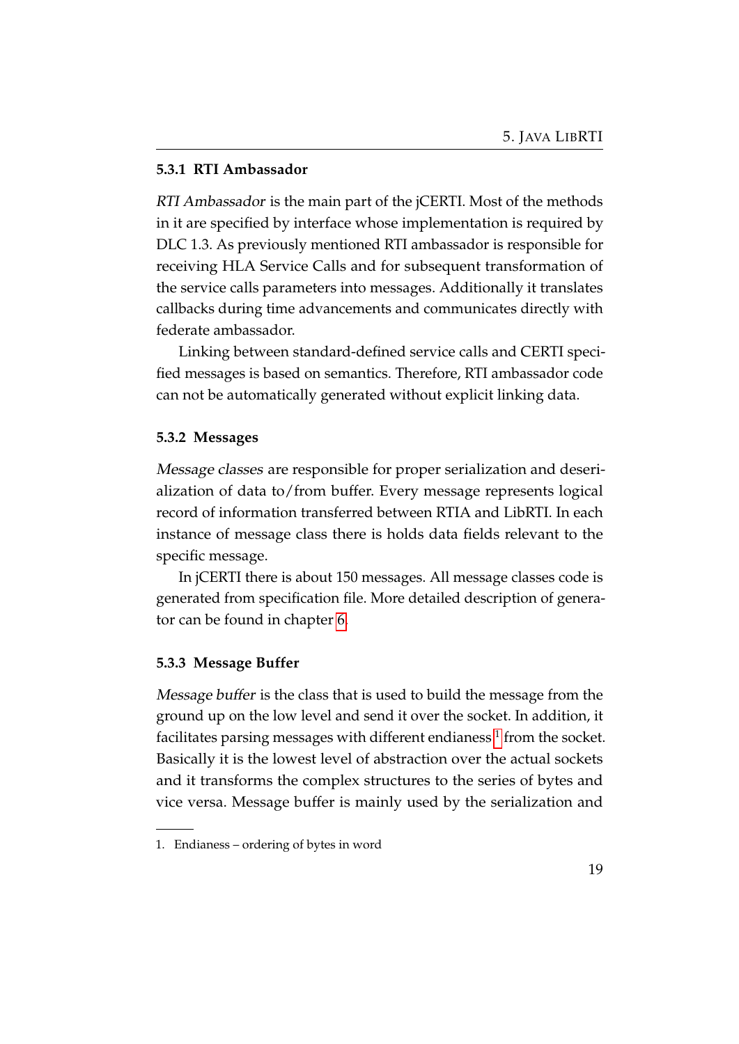### 5.3.1 RTI Ambassador

*RTI Ambassador* is the main part of the jCERTI. Most of the methods in it are specified by interface whose implementation is required by DLC 1.3. As previously mentioned RTI ambassador is responsible for receiving HLA Service Calls and for subsequent transformation of the service calls parameters into messages. Additionally it translates callbacks during time advancements and communicates directly with federate ambassador.

Linking between standard-defined service calls and CERTI specified messages is based on semantics. Therefore, RTI ambassador code can not be automatically generated without explicit linking data.

### 5.3.2 Messages

*Message classes* are responsible for proper serialization and deserialization of data to/from buffer. Every message represents logical record of information transferred between RTIA and LibRTI. In each instance of message class there is holds data fields relevant to the specific message.

In jCERTI there is about 150 messages. All message classes code is generated from specification file. More detailed description of generator can be found in chapter 6.

### 5.3.3 Message Buffer

*Message buffer* is the class that is used to build the message from the ground up on the low level and send it over the socket. In addition, it facilitates parsing messages with different endianess [1] from the socket. Basically it is the lowest level of abstraction over the actual sockets and it transforms the complex structures to the series of bytes and vice versa. Message buffer is mainly used by the serialization and

1. Endianess – ordering of bytes in word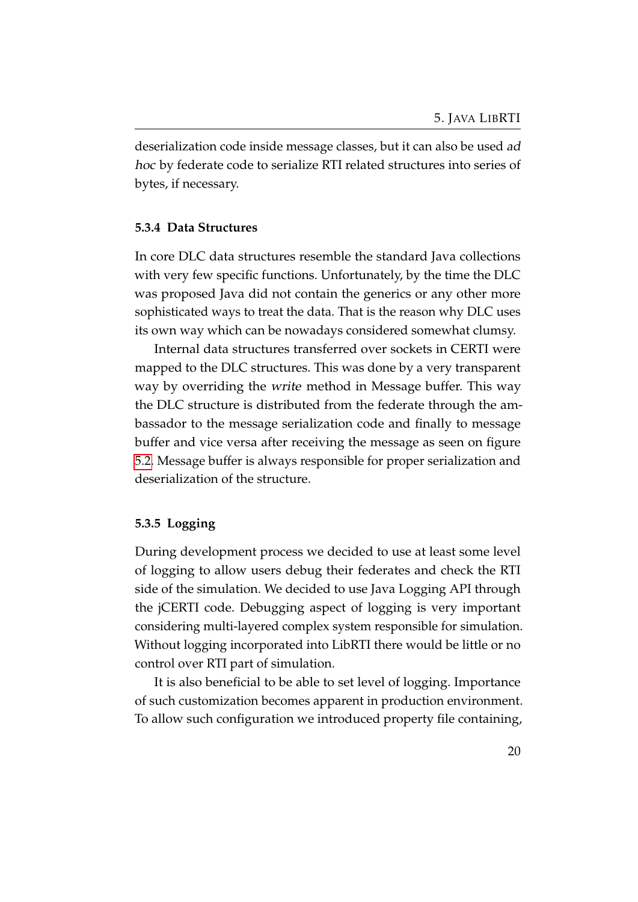deserialization code inside message classes, but it can also be used *ad hoc* by federate code to serialize RTI related structures into series of bytes, if necessary.

### 5.3.4 Data Structures

In core DLC data structures resemble the standard Java collections with very few specific functions. Unfortunately, by the time the DLC was proposed Java did not contain the generics or any other more sophisticated ways to treat the data. That is the reason why DLC uses its own way which can be nowadays considered somewhat clumsy.

Internal data structures transferred over sockets in CERTI were mapped to the DLC structures. This was done by a very transparent way by overriding the *write* method in Message buffer. This way the DLC structure is distributed from the federate through the ambassador to the message serialization code and finally to message buffer and vice versa after receiving the message as seen on figure 5.2. Message buffer is always responsible for proper serialization and deserialization of the structure.

### 5.3.5 Logging

During development process we decided to use at least some level of logging to allow users debug their federates and check the RTI side of the simulation. We decided to use Java Logging API through the jCERTI code. Debugging aspect of logging is very important considering multi-layered complex system responsible for simulation. Without logging incorporated into LibRTI there would be little or no control over RTI part of simulation.

It is also beneficial to be able to set level of logging. Importance of such customization becomes apparent in production environment. To allow such configuration we introduced property file containing,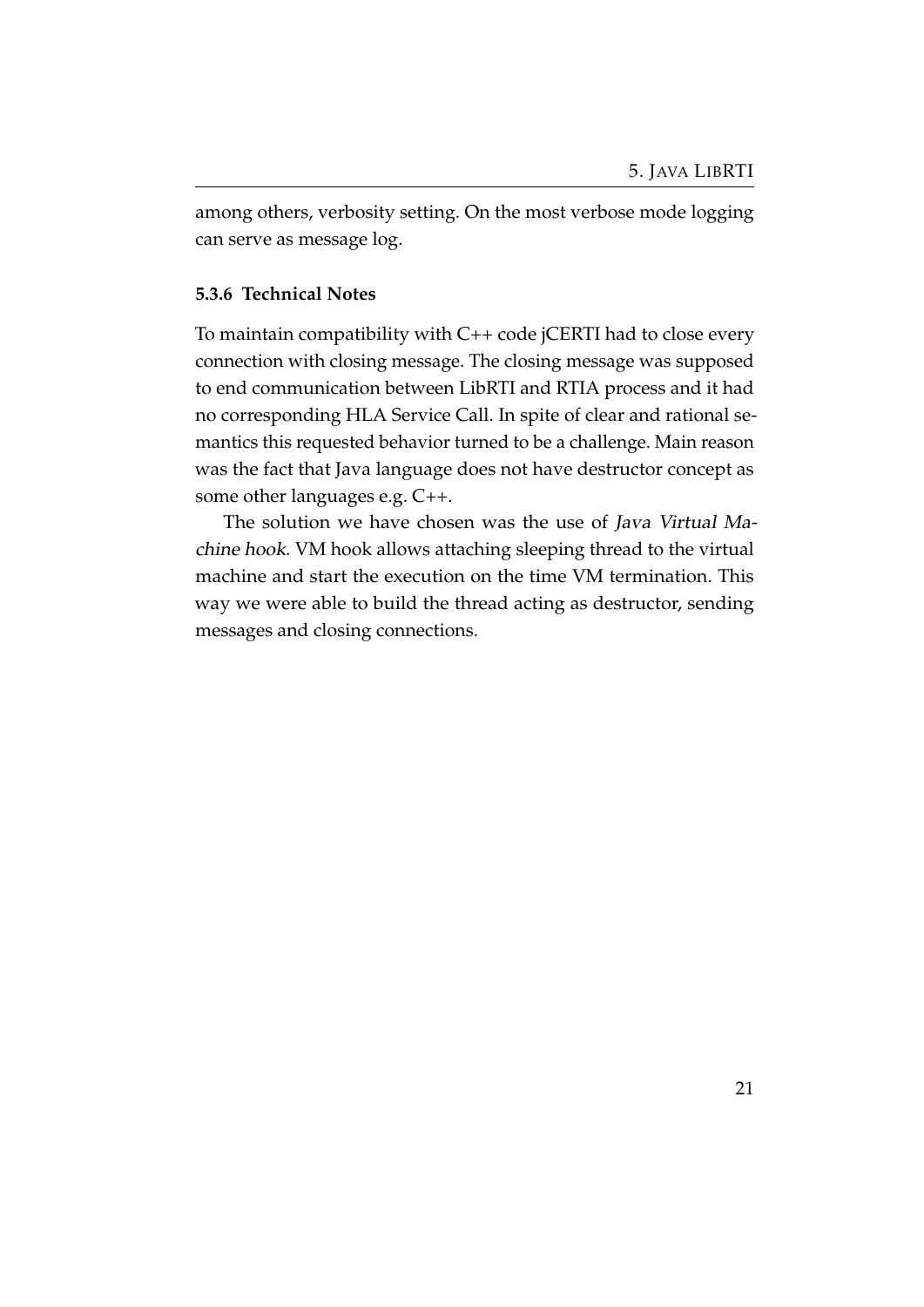among others, verbosity setting. On the most verbose mode logging can serve as message log.

### 5.3.6 Technical Notes

To maintain compatibility with C++ code jCERTI had to close every connection with closing message. The closing message was supposed to end communication between LibRTI and RTIA process and it had no corresponding HLA Service Call. In spite of clear and rational semantics this requested behavior turned to be a challenge. Main reason was the fact that Java language does not have destructor concept as some other languages e.g. C++.

The solution we have chosen was the use of *Java Virtual Machine hook*. VM hook allows attaching sleeping thread to the virtual machine and start the execution on the time VM termination. This way we were able to build the thread acting as destructor, sending messages and closing connections.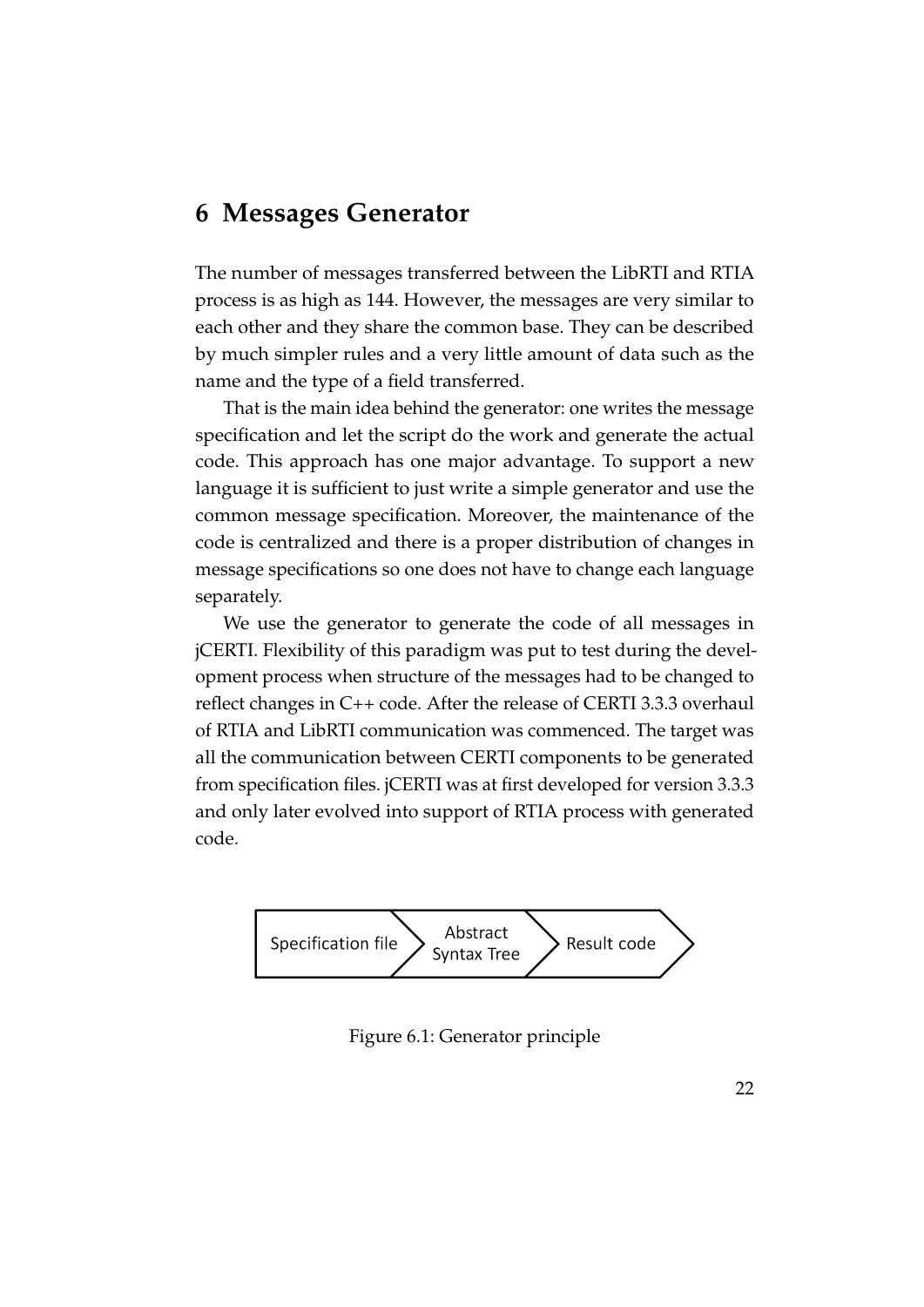# 6 Messages Generator

The number of messages transferred between the LibRTI and RTIA process is as high as 144. However, the messages are very similar to each other and they share the common base. They can be described by much simpler rules and a very little amount of data such as the name and the type of a field transferred.

That is the main idea behind the generator: one writes the message specification and let the script do the work and generate the actual code. This approach has one major advantage. To support a new language it is sufficient to just write a simple generator and use the common message specification. Moreover, the maintenance of the code is centralized and there is a proper distribution of changes in message specifications so one does not have to change each language separately.

We use the generator to generate the code of all messages in jCERTI. Flexibility of this paradigm was put to test during the development process when structure of the messages had to be changed to reflect changes in C++ code. After the release of CERTI 3.3.3 overhaul of RTIA and LibRTI communication was commenced. The target was all the communication between CERTI components to be generated from specification files. jCERTI was at first developed for version 3.3.3 and only later evolved into support of RTIA process with generated code.

Specification file → Abstract Syntax Tree → Result code

Figure 6.1: Generator principle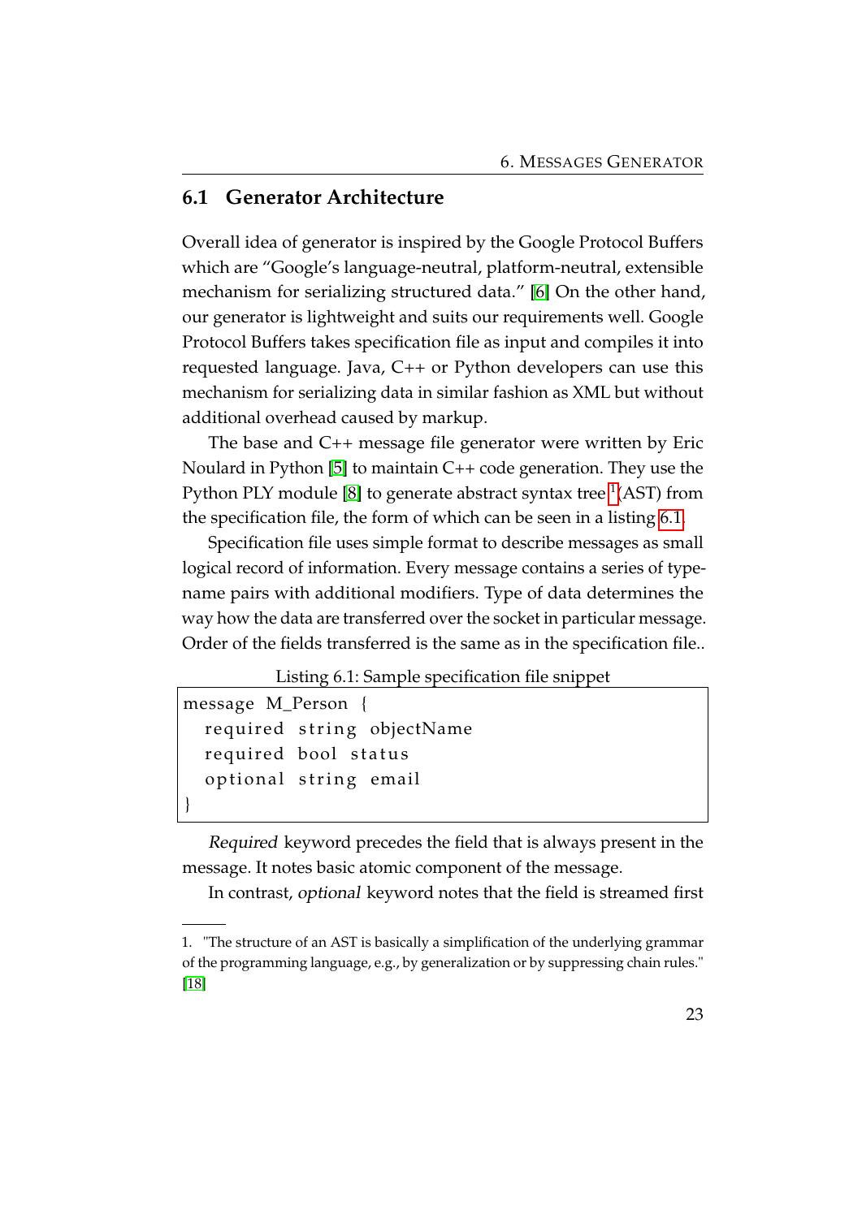## 6.1 Generator Architecture

Overall idea of generator is inspired by the Google Protocol Buffers which are "Google's language-neutral, platform-neutral, extensible mechanism for serializing structured data." [6] On the other hand, our generator is lightweight and suits our requirements well. Google Protocol Buffers takes specification file as input and compiles it into requested language. Java, C++ or Python developers can use this mechanism for serializing data in similar fashion as XML but without additional overhead caused by markup.

The base and C++ message file generator were written by Eric Noulard in Python [5] to maintain C++ code generation. They use the Python PLY module [8] to generate abstract syntax tree [1](AST) from the specification file, the form of which can be seen in a listing 6.1.

Specification file uses simple format to describe messages as small logical record of information. Every message contains a series of type-name pairs with additional modifiers. Type of data determines the way how the data are transferred over the socket in particular message. Order of the fields transferred is the same as in the specification file..

Listing 6.1: Sample specification file snippet

```
message M_Person {
  required string objectName
  required bool status
  optional string email
}
```

*Required* keyword precedes the field that is always present in the message. It notes basic atomic component of the message.

In contrast, *optional* keyword notes that the field is streamed first

---

1. "The structure of an AST is basically a simplification of the underlying grammar of the programming language, e.g., by generalization or by suppressing chain rules." [18]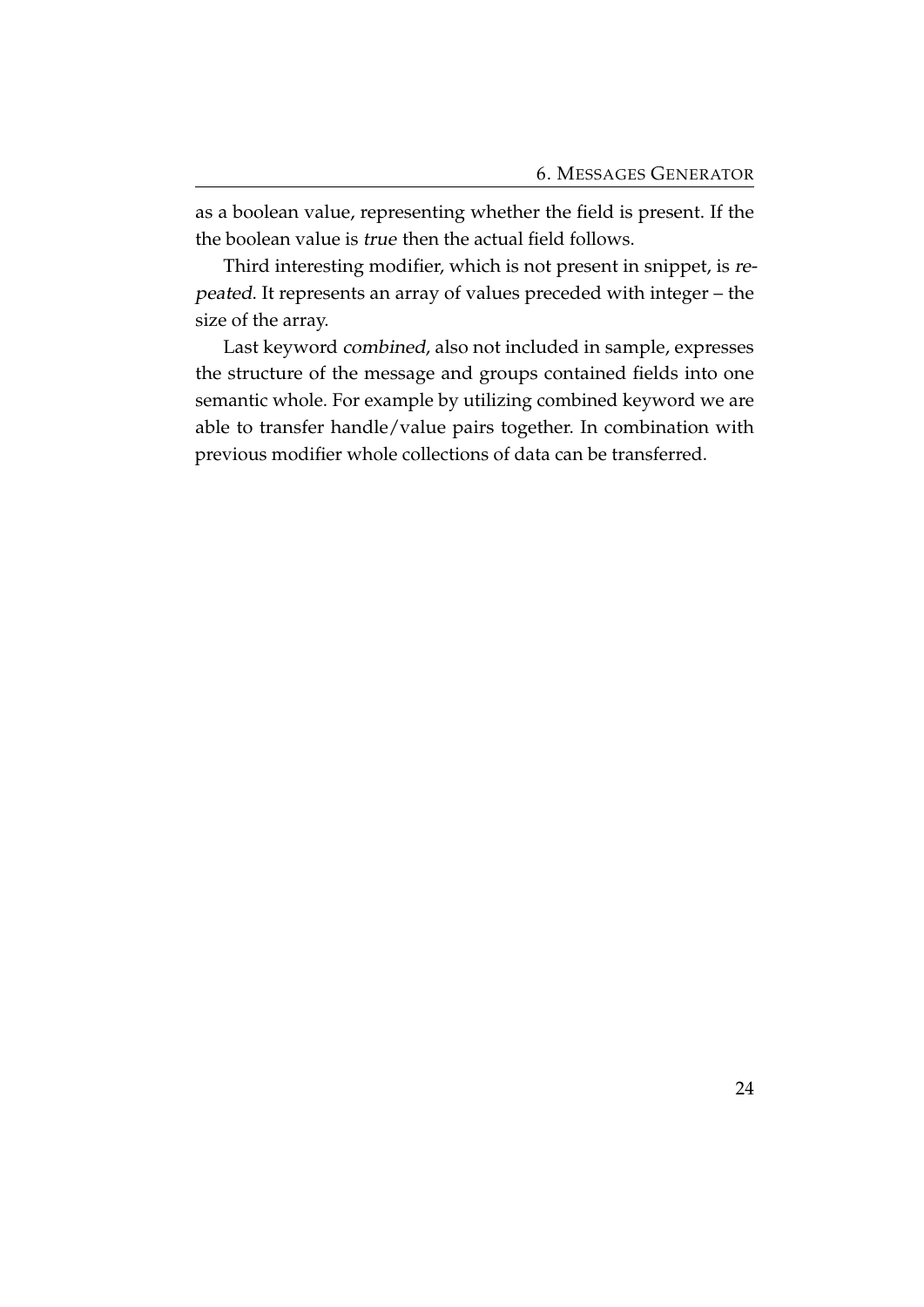as a boolean value, representing whether the field is present. If the the boolean value is *true* then the actual field follows.

Third interesting modifier, which is not present in snippet, is *repeated*. It represents an array of values preceded with integer – the size of the array.

Last keyword *combined*, also not included in sample, expresses the structure of the message and groups contained fields into one semantic whole. For example by utilizing combined keyword we are able to transfer handle/value pairs together. In combination with previous modifier whole collections of data can be transferred.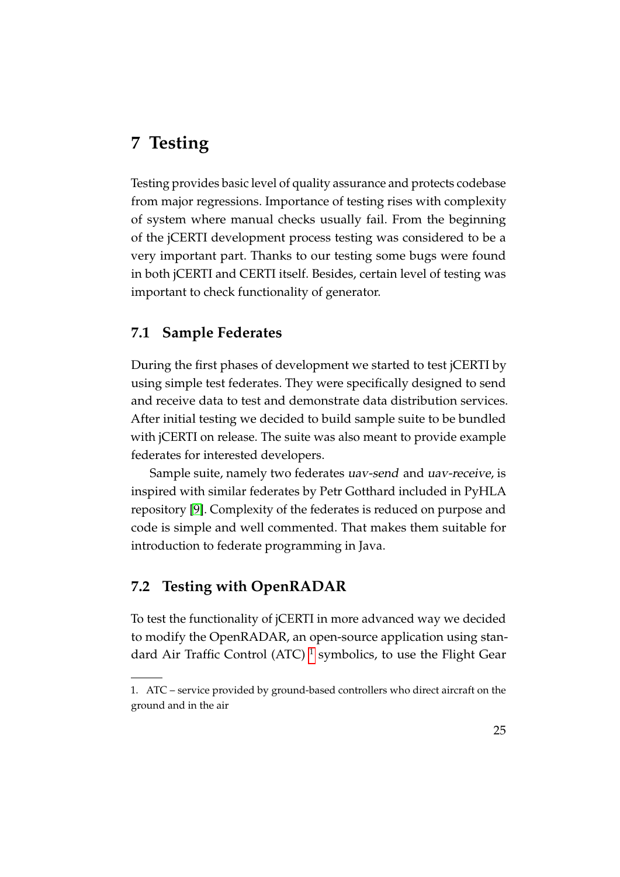# 7 Testing

Testing provides basic level of quality assurance and protects codebase from major regressions. Importance of testing rises with complexity of system where manual checks usually fail. From the beginning of the jCERTI development process testing was considered to be a very important part. Thanks to our testing some bugs were found in both jCERTI and CERTI itself. Besides, certain level of testing was important to check functionality of generator.

## 7.1 Sample Federates

During the first phases of development we started to test jCERTI by using simple test federates. They were specifically designed to send and receive data to test and demonstrate data distribution services. After initial testing we decided to build sample suite to be bundled with jCERTI on release. The suite was also meant to provide example federates for interested developers.

Sample suite, namely two federates *uav-send* and *uav-receive*, is inspired with similar federates by Petr Gotthard included in PyHLA repository [9]. Complexity of the federates is reduced on purpose and code is simple and well commented. That makes them suitable for introduction to federate programming in Java.

## 7.2 Testing with OpenRADAR

To test the functionality of jCERTI in more advanced way we decided to modify the OpenRADAR, an open-source application using standard Air Traffic Control (ATC) [1] symbolics, to use the Flight Gear

1. ATC – service provided by ground-based controllers who direct aircraft on the ground and in the air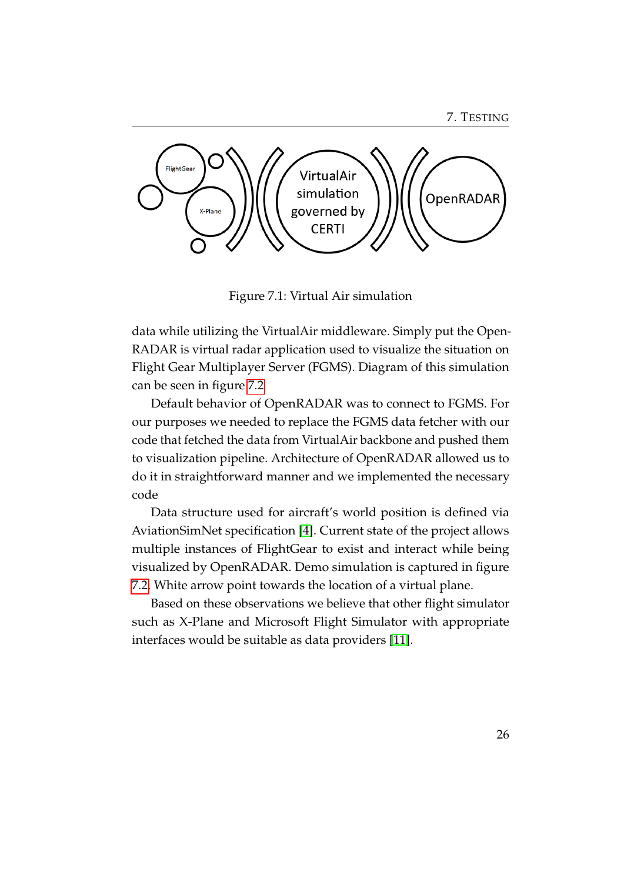Figure 7.1: Virtual Air simulation

data while utilizing the VirtualAir middleware. Simply put the OpenRADAR is virtual radar application used to visualize the situation on Flight Gear Multiplayer Server (FGMS). Diagram of this simulation can be seen in figure 7.2

Default behavior of OpenRADAR was to connect to FGMS. For our purposes we needed to replace the FGMS data fetcher with our code that fetched the data from VirtualAir backbone and pushed them to visualization pipeline. Architecture of OpenRADAR allowed us to do it in straightforward manner and we implemented the necessary code

Data structure used for aircraft's world position is defined via AviationSimNet specification [4]. Current state of the project allows multiple instances of FlightGear to exist and interact while being visualized by OpenRADAR. Demo simulation is captured in figure 7.2. White arrow point towards the location of a virtual plane.

Based on these observations we believe that other flight simulator such as X-Plane and Microsoft Flight Simulator with appropriate interfaces would be suitable as data providers [11].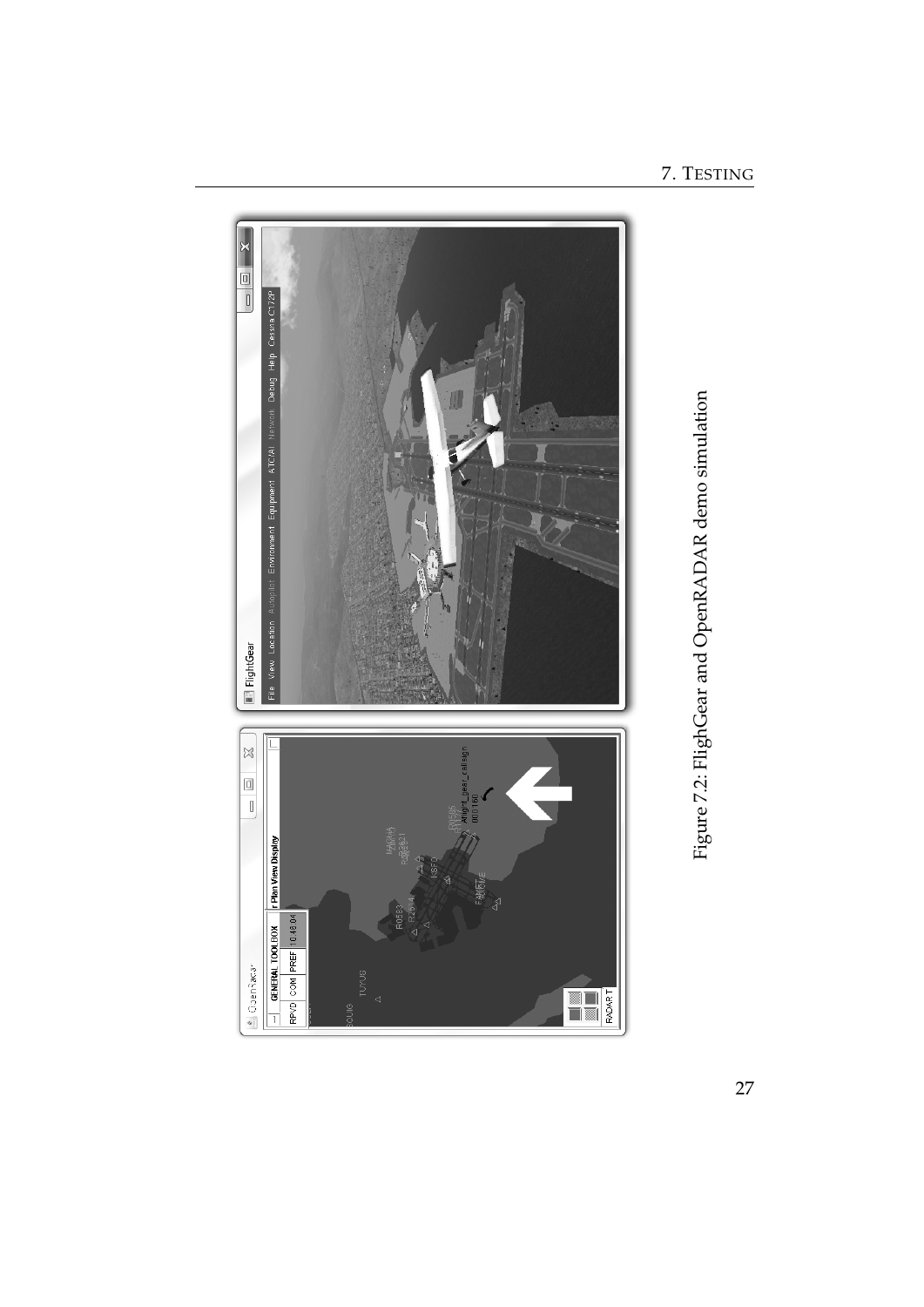Figure 7.2: FlighGear and OpenRADAR demo simulation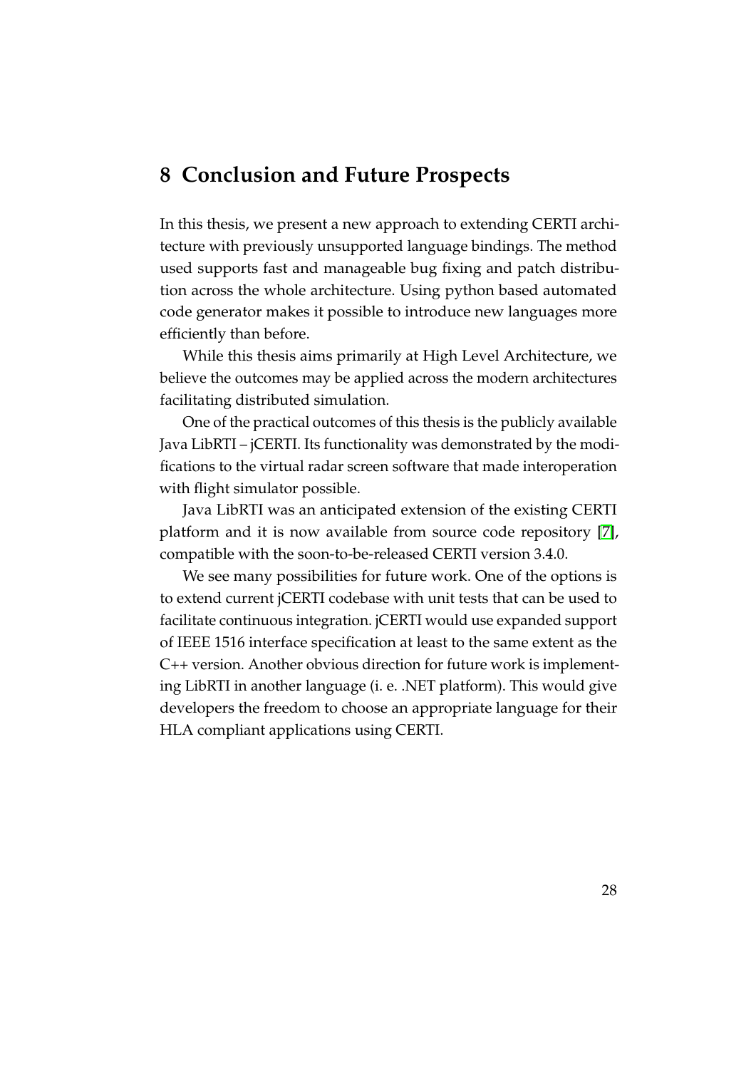# 8 Conclusion and Future Prospects

In this thesis, we present a new approach to extending CERTI architecture with previously unsupported language bindings. The method used supports fast and manageable bug fixing and patch distribution across the whole architecture. Using python based automated code generator makes it possible to introduce new languages more efficiently than before.

While this thesis aims primarily at High Level Architecture, we believe the outcomes may be applied across the modern architectures facilitating distributed simulation.

One of the practical outcomes of this thesis is the publicly available Java LibRTI – jCERTI. Its functionality was demonstrated by the modifications to the virtual radar screen software that made interoperation with flight simulator possible.

Java LibRTI was an anticipated extension of the existing CERTI platform and it is now available from source code repository [7], compatible with the soon-to-be-released CERTI version 3.4.0.

We see many possibilities for future work. One of the options is to extend current jCERTI codebase with unit tests that can be used to facilitate continuous integration. jCERTI would use expanded support of IEEE 1516 interface specification at least to the same extent as the C++ version. Another obvious direction for future work is implementing LibRTI in another language (i. e. .NET platform). This would give developers the freedom to choose an appropriate language for their HLA compliant applications using CERTI.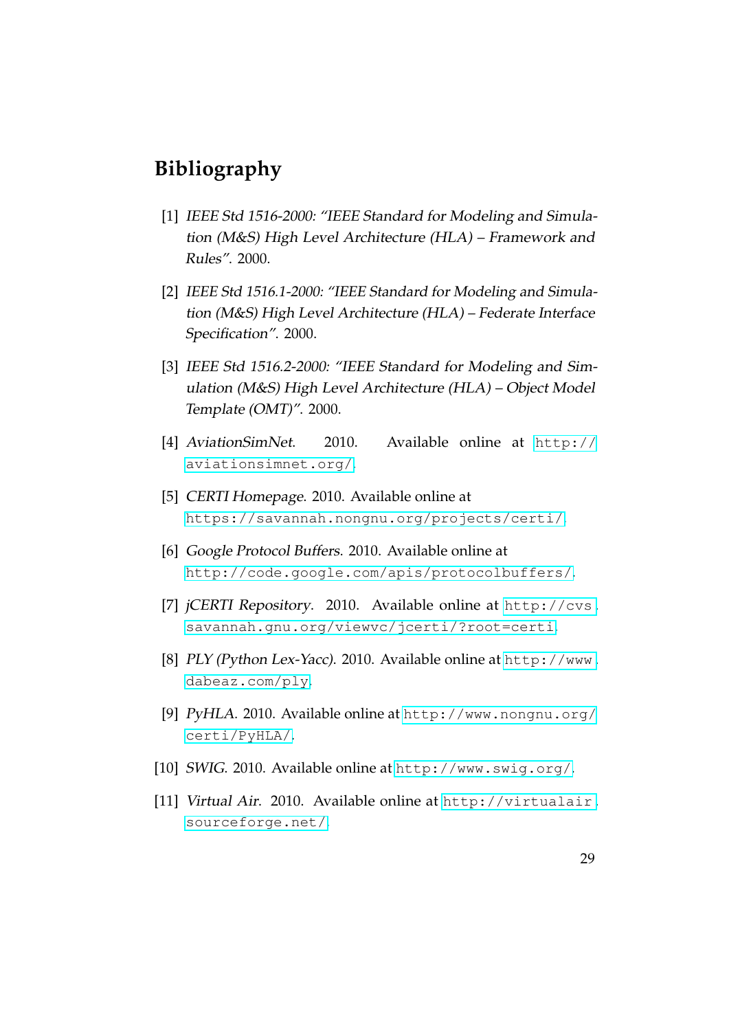# Bibliography

[1] *IEEE Std 1516-2000: "IEEE Standard for Modeling and Simulation (M&S) High Level Architecture (HLA) – Framework and Rules"*. 2000.

[2] *IEEE Std 1516.1-2000: "IEEE Standard for Modeling and Simulation (M&S) High Level Architecture (HLA) – Federate Interface Specification"*. 2000.

[3] *IEEE Std 1516.2-2000: "IEEE Standard for Modeling and Simulation (M&S) High Level Architecture (HLA) – Object Model Template (OMT)"*. 2000.

[4] *AviationSimNet*. 2010. Available online at `http://aviationsimnet.org/`.

[5] *CERTI Homepage*. 2010. Available online at `https://savannah.nongnu.org/projects/certi/`.

[6] *Google Protocol Buffers*. 2010. Available online at `http://code.google.com/apis/protocolbuffers/`.

[7] *jCERTI Repository*. 2010. Available online at `http://cvs.savannah.gnu.org/viewvc/jcerti/?root=certi`.

[8] *PLY (Python Lex-Yacc)*. 2010. Available online at `http://www.dabeaz.com/ply`.

[9] *PyHLA*. 2010. Available online at `http://www.nongnu.org/certi/PyHLA/`.

[10] *SWIG*. 2010. Available online at `http://www.swig.org/`.

[11] *Virtual Air*. 2010. Available online at `http://virtualair.sourceforge.net/`.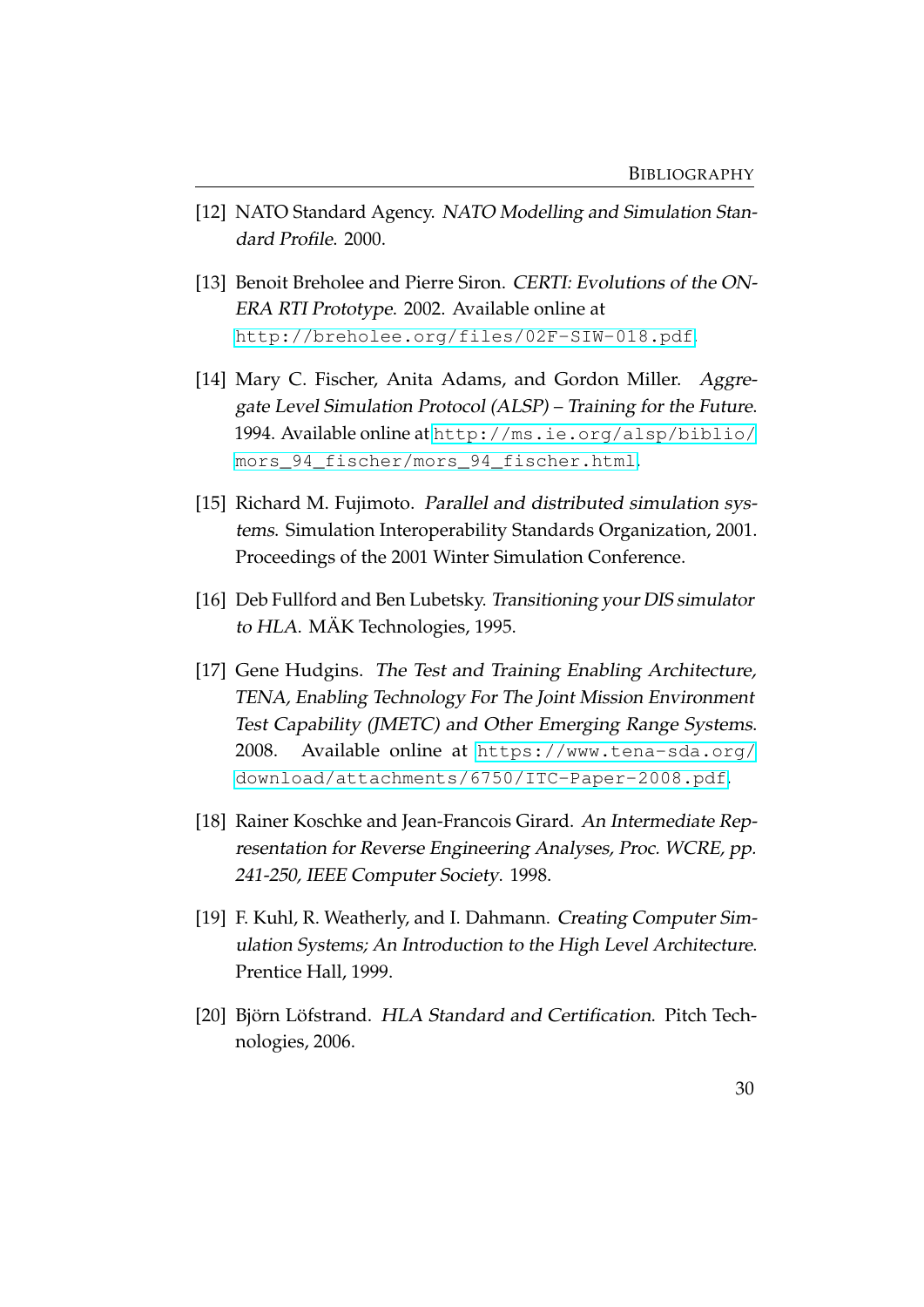[12] NATO Standard Agency. *NATO Modelling and Simulation Standard Profile*. 2000.

[13] Benoit Breholee and Pierre Siron. *CERTI: Evolutions of the ONERA RTI Prototype*. 2002. Available online at http://breholee.org/files/02F-SIW-018.pdf.

[14] Mary C. Fischer, Anita Adams, and Gordon Miller. *Aggregate Level Simulation Protocol (ALSP) – Training for the Future*. 1994. Available online at http://ms.ie.org/alsp/biblio/mors_94_fischer/mors_94_fischer.html.

[15] Richard M. Fujimoto. *Parallel and distributed simulation systems*. Simulation Interoperability Standards Organization, 2001. Proceedings of the 2001 Winter Simulation Conference.

[16] Deb Fullford and Ben Lubetsky. *Transitioning your DIS simulator to HLA*. MÄK Technologies, 1995.

[17] Gene Hudgins. *The Test and Training Enabling Architecture, TENA, Enabling Technology For The Joint Mission Environment Test Capability (JMETC) and Other Emerging Range Systems*. 2008. Available online at https://www.tena-sda.org/download/attachments/6750/ITC-Paper-2008.pdf.

[18] Rainer Koschke and Jean-Francois Girard. *An Intermediate Representation for Reverse Engineering Analyses, Proc. WCRE, pp. 241-250, IEEE Computer Society*. 1998.

[19] F. Kuhl, R. Weatherly, and I. Dahmann. *Creating Computer Simulation Systems; An Introduction to the High Level Architecture*. Prentice Hall, 1999.

[20] Björn Löfstrand. *HLA Standard and Certification*. Pitch Technologies, 2006.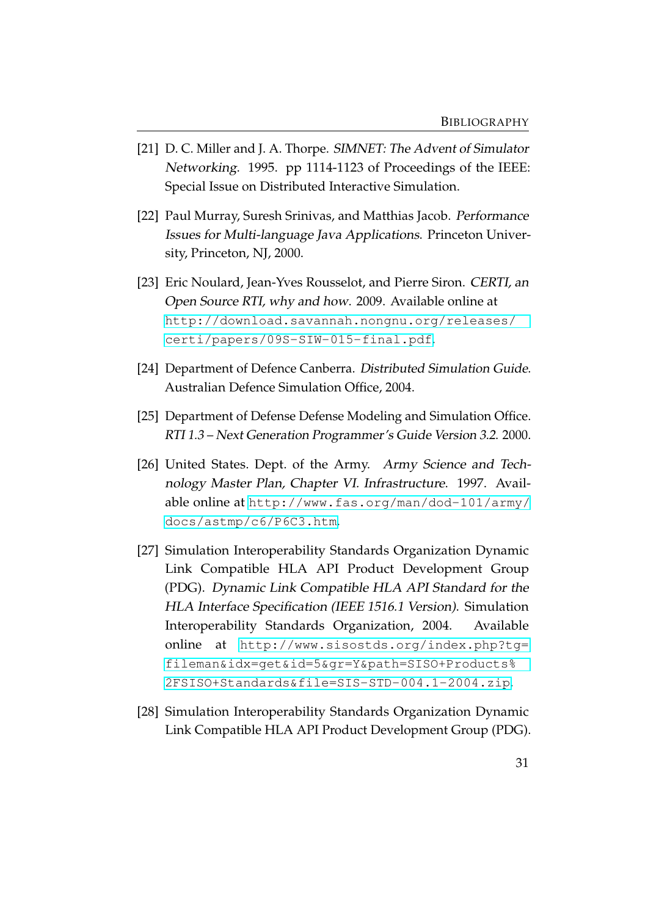[21] D. C. Miller and J. A. Thorpe. *SIMNET: The Advent of Simulator Networking*. 1995. pp 1114-1123 of Proceedings of the IEEE: Special Issue on Distributed Interactive Simulation.

[22] Paul Murray, Suresh Srinivas, and Matthias Jacob. *Performance Issues for Multi-language Java Applications*. Princeton University, Princeton, NJ, 2000.

[23] Eric Noulard, Jean-Yves Rousselot, and Pierre Siron. *CERTI, an Open Source RTI, why and how*. 2009. Available online at `http://download.savannah.nongnu.org/releases/certi/papers/09S-SIW-015-final.pdf`.

[24] Department of Defence Canberra. *Distributed Simulation Guide*. Australian Defence Simulation Office, 2004.

[25] Department of Defense Defense Modeling and Simulation Office. *RTI 1.3 – Next Generation Programmer's Guide Version 3.2*. 2000.

[26] United States. Dept. of the Army. *Army Science and Technology Master Plan, Chapter VI. Infrastructure*. 1997. Available online at `http://www.fas.org/man/dod-101/army/docs/astmp/c6/P6C3.htm`.

[27] Simulation Interoperability Standards Organization Dynamic Link Compatible HLA API Product Development Group (PDG). *Dynamic Link Compatible HLA API Standard for the HLA Interface Specification (IEEE 1516.1 Version)*. Simulation Interoperability Standards Organization, 2004. Available online at `http://www.sisostds.org/index.php?tg=fileman&idx=get&id=5&gr=Y&path=SISO+Products%2FSISO+Standards&file=SIS-STD-004.1-2004.zip`.

[28] Simulation Interoperability Standards Organization Dynamic Link Compatible HLA API Product Development Group (PDG).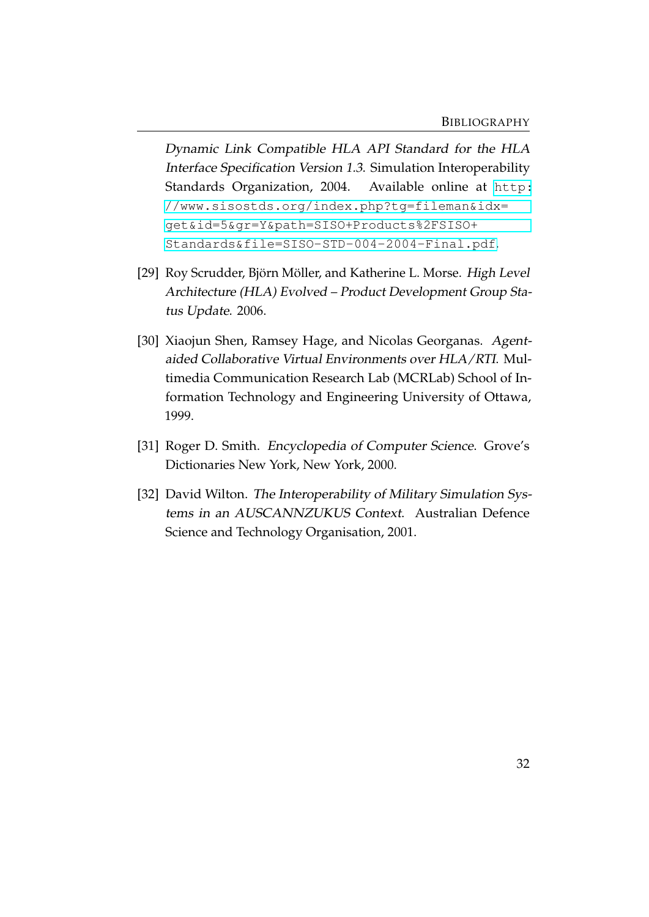*Dynamic Link Compatible HLA API Standard for the HLA Interface Specification Version 1.3*. Simulation Interoperability Standards Organization, 2004. Available online at http://www.sisostds.org/index.php?tg=fileman&idx=get&id=5&gr=Y&path=SISO+Products%2FSISO+Standards&file=SISO-STD-004-2004-Final.pdf.

[29] Roy Scrudder, Björn Möller, and Katherine L. Morse. *High Level Architecture (HLA) Evolved – Product Development Group Status Update*. 2006.

[30] Xiaojun Shen, Ramsey Hage, and Nicolas Georganas. *Agent-aided Collaborative Virtual Environments over HLA/RTI*. Multimedia Communication Research Lab (MCRLab) School of Information Technology and Engineering University of Ottawa, 1999.

[31] Roger D. Smith. *Encyclopedia of Computer Science*. Grove's Dictionaries New York, New York, 2000.

[32] David Wilton. *The Interoperability of Military Simulation Systems in an AUSCANNZUKUS Context*. Australian Defence Science and Technology Organisation, 2001.